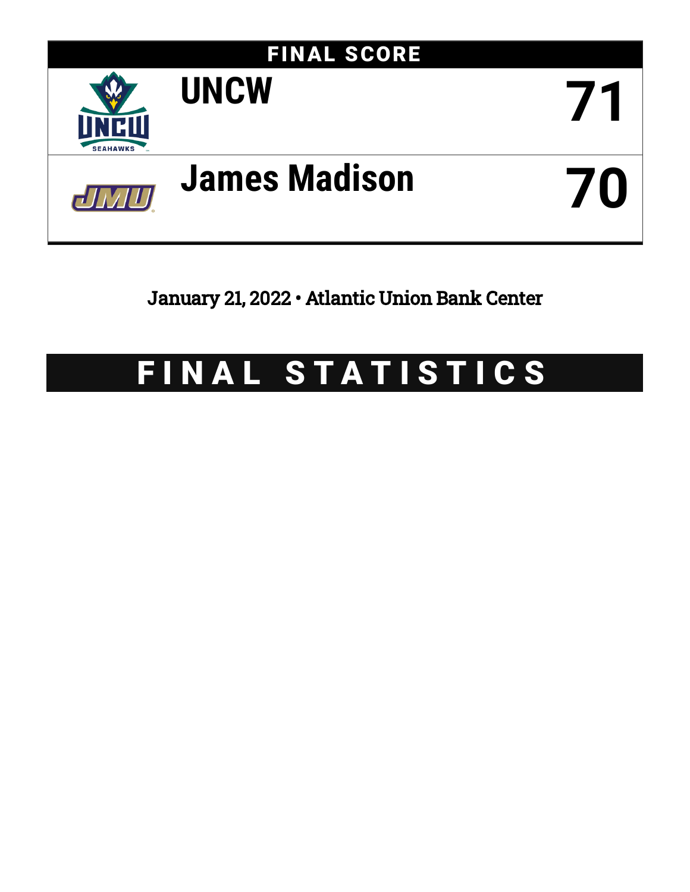# FINAL SCORE

| | |
|---|---|
| UNCW | 71 |
| James Madison | 70 |

January 21, 2022 • Atlantic Union Bank Center

# FINAL STATISTICS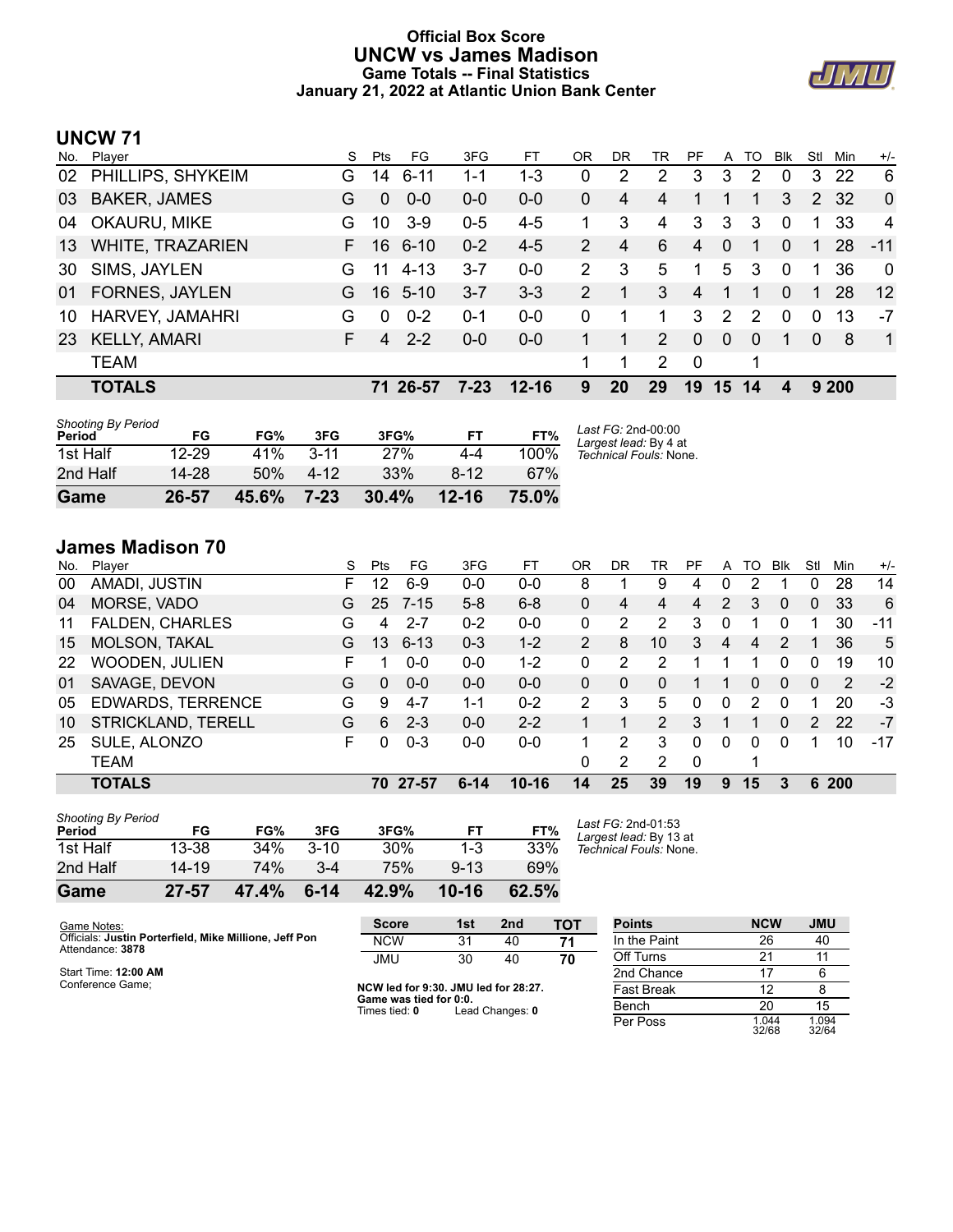# Official Box Score
# UNCW vs James Madison
## Game Totals -- Final Statistics
## January 21, 2022 at Atlantic Union Bank Center

## UNCW 71

| No. | Player | S | Pts | FG | 3FG | FT | OR | DR | TR | PF | A | TO | Blk | Stl | Min | +/- |
|---|---|---|---|---|---|---|---|---|---|---|---|---|---|---|---|---|
| 02 | PHILLIPS, SHYKEIM | G | 14 | 6-11 | 1-1 | 1-3 | 0 | 2 | 2 | 3 | 3 | 2 | 0 | 3 | 22 | 6 |
| 03 | BAKER, JAMES | G | 0 | 0-0 | 0-0 | 0-0 | 0 | 4 | 4 | 1 | 1 | 1 | 3 | 2 | 32 | 0 |
| 04 | OKAURU, MIKE | G | 10 | 3-9 | 0-5 | 4-5 | 1 | 3 | 4 | 3 | 3 | 3 | 0 | 1 | 33 | 4 |
| 13 | WHITE, TRAZARIEN | F | 16 | 6-10 | 0-2 | 4-5 | 2 | 4 | 6 | 4 | 0 | 1 | 0 | 1 | 28 | -11 |
| 30 | SIMS, JAYLEN | G | 11 | 4-13 | 3-7 | 0-0 | 2 | 3 | 5 | 1 | 5 | 3 | 0 | 1 | 36 | 0 |
| 01 | FORNES, JAYLEN | G | 16 | 5-10 | 3-7 | 3-3 | 2 | 1 | 3 | 4 | 1 | 1 | 0 | 1 | 28 | 12 |
| 10 | HARVEY, JAMAHRI | G | 0 | 0-2 | 0-1 | 0-0 | 0 | 1 | 1 | 3 | 2 | 2 | 0 | 0 | 13 | -7 |
| 23 | KELLY, AMARI | F | 4 | 2-2 | 0-0 | 0-0 | 1 | 1 | 2 | 0 | 0 | 0 | 1 | 0 | 8 | 1 |
| | TEAM | | | | | | 1 | 1 | 2 | 0 | | 1 | | | | |
| | **TOTALS** | | **71** | **26-57** | **7-23** | **12-16** | **9** | **20** | **29** | **19** | **15** | **14** | **4** | **9** | **200** | |

| Shooting By Period Period | FG | FG% | 3FG | 3FG% | FT | FT% |
|---|---|---|---|---|---|---|
| 1st Half | 12-29 | 41% | 3-11 | 27% | 4-4 | 100% |
| 2nd Half | 14-28 | 50% | 4-12 | 33% | 8-12 | 67% |
| **Game** | **26-57** | **45.6%** | **7-23** | **30.4%** | **12-16** | **75.0%** |

*Last FG:* 2nd-00:00
*Largest lead:* By 4 at
*Technical Fouls:* None.

## James Madison 70

| No. | Player | S | Pts | FG | 3FG | FT | OR | DR | TR | PF | A | TO | Blk | Stl | Min | +/- |
|---|---|---|---|---|---|---|---|---|---|---|---|---|---|---|---|---|
| 00 | AMADI, JUSTIN | F | 12 | 6-9 | 0-0 | 0-0 | 8 | 1 | 9 | 4 | 0 | 2 | 1 | 0 | 28 | 14 |
| 04 | MORSE, VADO | G | 25 | 7-15 | 5-8 | 6-8 | 0 | 4 | 4 | 4 | 2 | 3 | 0 | 0 | 33 | 6 |
| 11 | FALDEN, CHARLES | G | 4 | 2-7 | 0-2 | 0-0 | 0 | 2 | 2 | 3 | 0 | 1 | 0 | 1 | 30 | -11 |
| 15 | MOLSON, TAKAL | G | 13 | 6-13 | 0-3 | 1-2 | 2 | 8 | 10 | 3 | 4 | 4 | 2 | 1 | 36 | 5 |
| 22 | WOODEN, JULIEN | F | 1 | 0-0 | 0-0 | 1-2 | 0 | 2 | 2 | 1 | 1 | 1 | 0 | 0 | 19 | 10 |
| 01 | SAVAGE, DEVON | G | 0 | 0-0 | 0-0 | 0-0 | 0 | 0 | 0 | 1 | 1 | 0 | 0 | 0 | 2 | -2 |
| 05 | EDWARDS, TERRENCE | G | 9 | 4-7 | 1-1 | 0-2 | 2 | 3 | 5 | 0 | 0 | 2 | 0 | 1 | 20 | -3 |
| 10 | STRICKLAND, TERELL | G | 6 | 2-3 | 0-0 | 2-2 | 1 | 1 | 2 | 3 | 1 | 1 | 0 | 2 | 22 | -7 |
| 25 | SULE, ALONZO | F | 0 | 0-3 | 0-0 | 0-0 | 1 | 2 | 3 | 0 | 0 | 0 | 0 | 1 | 10 | -17 |
| | TEAM | | | | | | 0 | 2 | 2 | 0 | | 1 | | | | |
| | **TOTALS** | | **70** | **27-57** | **6-14** | **10-16** | **14** | **25** | **39** | **19** | **9** | **15** | **3** | **6** | **200** | |

| Shooting By Period Period | FG | FG% | 3FG | 3FG% | FT | FT% |
|---|---|---|---|---|---|---|
| 1st Half | 13-38 | 34% | 3-10 | 30% | 1-3 | 33% |
| 2nd Half | 14-19 | 74% | 3-4 | 75% | 9-13 | 69% |
| **Game** | **27-57** | **47.4%** | **6-14** | **42.9%** | **10-16** | **62.5%** |

*Last FG:* 2nd-01:53
*Largest lead:* By 13 at
*Technical Fouls:* None.

Game Notes:
Officials: **Justin Porterfield, Mike Millione, Jeff Pon**
Attendance: **3878**

Start Time: **12:00 AM**
Conference Game;

| Score | 1st | 2nd | TOT |
|---|---|---|---|
| NCW | 31 | 40 | **71** |
| JMU | 30 | 40 | **70** |

**NCW led for 9:30. JMU led for 28:27.**
**Game was tied for 0:0.**
Times tied: **0** Lead Changes: **0**

| Points | NCW | JMU |
|---|---|---|
| In the Paint | 26 | 40 |
| Off Turns | 21 | 11 |
| 2nd Chance | 17 | 6 |
| Fast Break | 12 | 8 |
| Bench | 20 | 15 |
| Per Poss | 1.044 32/68 | 1.094 32/64 |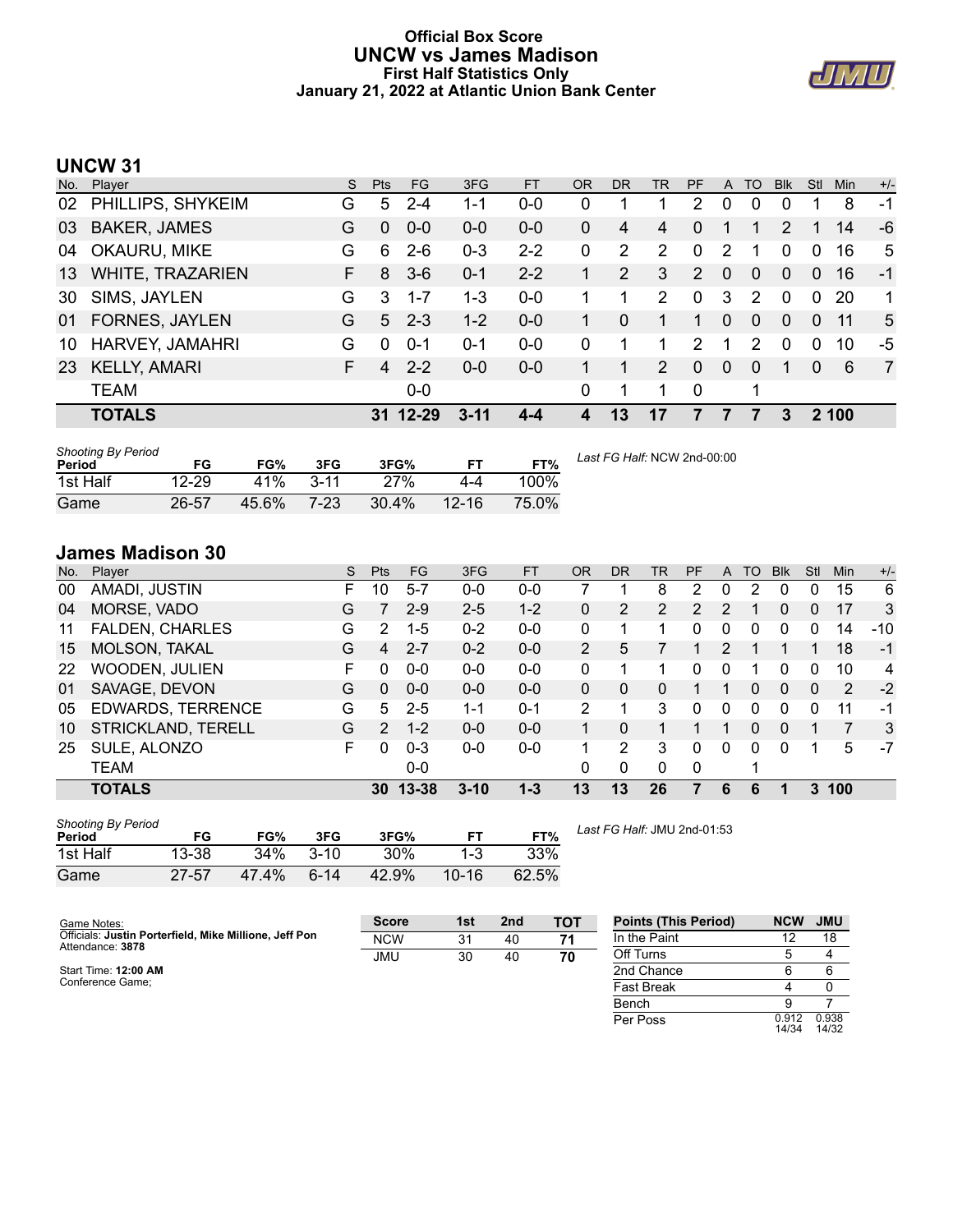# Official Box Score
## UNCW vs James Madison
### First Half Statistics Only
### January 21, 2022 at Atlantic Union Bank Center

## UNCW 31

| No. | Player | S | Pts | FG | 3FG | FT | OR | DR | TR | PF | A | TO | Blk | Stl | Min | +/- |
|---|---|---|---|---|---|---|---|---|---|---|---|---|---|---|---|---|
| 02 | PHILLIPS, SHYKEIM | G | 5 | 2-4 | 1-1 | 0-0 | 0 | 1 | 1 | 2 | 0 | 0 | 0 | 1 | 8 | -1 |
| 03 | BAKER, JAMES | G | 0 | 0-0 | 0-0 | 0-0 | 0 | 4 | 4 | 0 | 1 | 1 | 2 | 1 | 14 | -6 |
| 04 | OKAURU, MIKE | G | 6 | 2-6 | 0-3 | 2-2 | 0 | 2 | 2 | 0 | 2 | 1 | 0 | 0 | 16 | 5 |
| 13 | WHITE, TRAZARIEN | F | 8 | 3-6 | 0-1 | 2-2 | 1 | 2 | 3 | 2 | 0 | 0 | 0 | 0 | 16 | -1 |
| 30 | SIMS, JAYLEN | G | 3 | 1-7 | 1-3 | 0-0 | 1 | 1 | 2 | 0 | 3 | 2 | 0 | 0 | 20 | 1 |
| 01 | FORNES, JAYLEN | G | 5 | 2-3 | 1-2 | 0-0 | 1 | 0 | 1 | 1 | 0 | 0 | 0 | 0 | 11 | 5 |
| 10 | HARVEY, JAMAHRI | G | 0 | 0-1 | 0-1 | 0-0 | 0 | 1 | 1 | 2 | 1 | 2 | 0 | 0 | 10 | -5 |
| 23 | KELLY, AMARI | F | 4 | 2-2 | 0-0 | 0-0 | 1 | 1 | 2 | 0 | 0 | 0 | 1 | 0 | 6 | 7 |
| | TEAM | | | 0-0 | | | 0 | 1 | 1 | 0 | | 1 | | | | |
| | **TOTALS** | | **31** | **12-29** | **3-11** | **4-4** | **4** | **13** | **17** | **7** | **7** | **7** | **3** | **2** | **100** | |

| Shooting By Period Period | FG | FG% | 3FG | 3FG% | FT | FT% |
|---|---|---|---|---|---|---|
| 1st Half | 12-29 | 41% | 3-11 | 27% | 4-4 | 100% |
| Game | 26-57 | 45.6% | 7-23 | 30.4% | 12-16 | 75.0% |

*Last FG Half:* NCW 2nd-00:00

## James Madison 30

| No. | Player | S | Pts | FG | 3FG | FT | OR | DR | TR | PF | A | TO | Blk | Stl | Min | +/- |
|---|---|---|---|---|---|---|---|---|---|---|---|---|---|---|---|---|
| 00 | AMADI, JUSTIN | F | 10 | 5-7 | 0-0 | 0-0 | 7 | 1 | 8 | 2 | 0 | 2 | 0 | 0 | 15 | 6 |
| 04 | MORSE, VADO | G | 7 | 2-9 | 2-5 | 1-2 | 0 | 2 | 2 | 2 | 2 | 1 | 0 | 0 | 17 | 3 |
| 11 | FALDEN, CHARLES | G | 2 | 1-5 | 0-2 | 0-0 | 0 | 1 | 1 | 0 | 0 | 0 | 0 | 0 | 14 | -10 |
| 15 | MOLSON, TAKAL | G | 4 | 2-7 | 0-2 | 0-0 | 2 | 5 | 7 | 1 | 2 | 1 | 1 | 1 | 18 | -1 |
| 22 | WOODEN, JULIEN | F | 0 | 0-0 | 0-0 | 0-0 | 0 | 1 | 1 | 0 | 0 | 1 | 0 | 0 | 10 | 4 |
| 01 | SAVAGE, DEVON | G | 0 | 0-0 | 0-0 | 0-0 | 0 | 0 | 0 | 1 | 1 | 0 | 0 | 0 | 2 | -2 |
| 05 | EDWARDS, TERRENCE | G | 5 | 2-5 | 1-1 | 0-1 | 2 | 1 | 3 | 0 | 0 | 0 | 0 | 0 | 11 | -1 |
| 10 | STRICKLAND, TERELL | G | 2 | 1-2 | 0-0 | 0-0 | 1 | 0 | 1 | 1 | 1 | 0 | 0 | 1 | 7 | 3 |
| 25 | SULE, ALONZO | F | 0 | 0-3 | 0-0 | 0-0 | 1 | 2 | 3 | 0 | 0 | 0 | 0 | 1 | 5 | -7 |
| | TEAM | | | 0-0 | | | 0 | 0 | 0 | 0 | | 1 | | | | |
| | **TOTALS** | | **30** | **13-38** | **3-10** | **1-3** | **13** | **13** | **26** | **7** | **6** | **6** | **1** | **3** | **100** | |

| Shooting By Period Period | FG | FG% | 3FG | 3FG% | FT | FT% |
|---|---|---|---|---|---|---|
| 1st Half | 13-38 | 34% | 3-10 | 30% | 1-3 | 33% |
| Game | 27-57 | 47.4% | 6-14 | 42.9% | 10-16 | 62.5% |

*Last FG Half:* JMU 2nd-01:53

Game Notes:
Officials: **Justin Porterfield, Mike Millione, Jeff Pon**
Attendance: **3878**

Start Time: **12:00 AM**
Conference Game;

| Score | 1st | 2nd | TOT |
|---|---|---|---|
| NCW | 31 | 40 | **71** |
| JMU | 30 | 40 | **70** |

| Points (This Period) | NCW | JMU |
|---|---|---|
| In the Paint | 12 | 18 |
| Off Turns | 5 | 4 |
| 2nd Chance | 6 | 6 |
| Fast Break | 4 | 0 |
| Bench | 9 | 7 |
| Per Poss | 0.912 14/34 | 0.938 14/32 |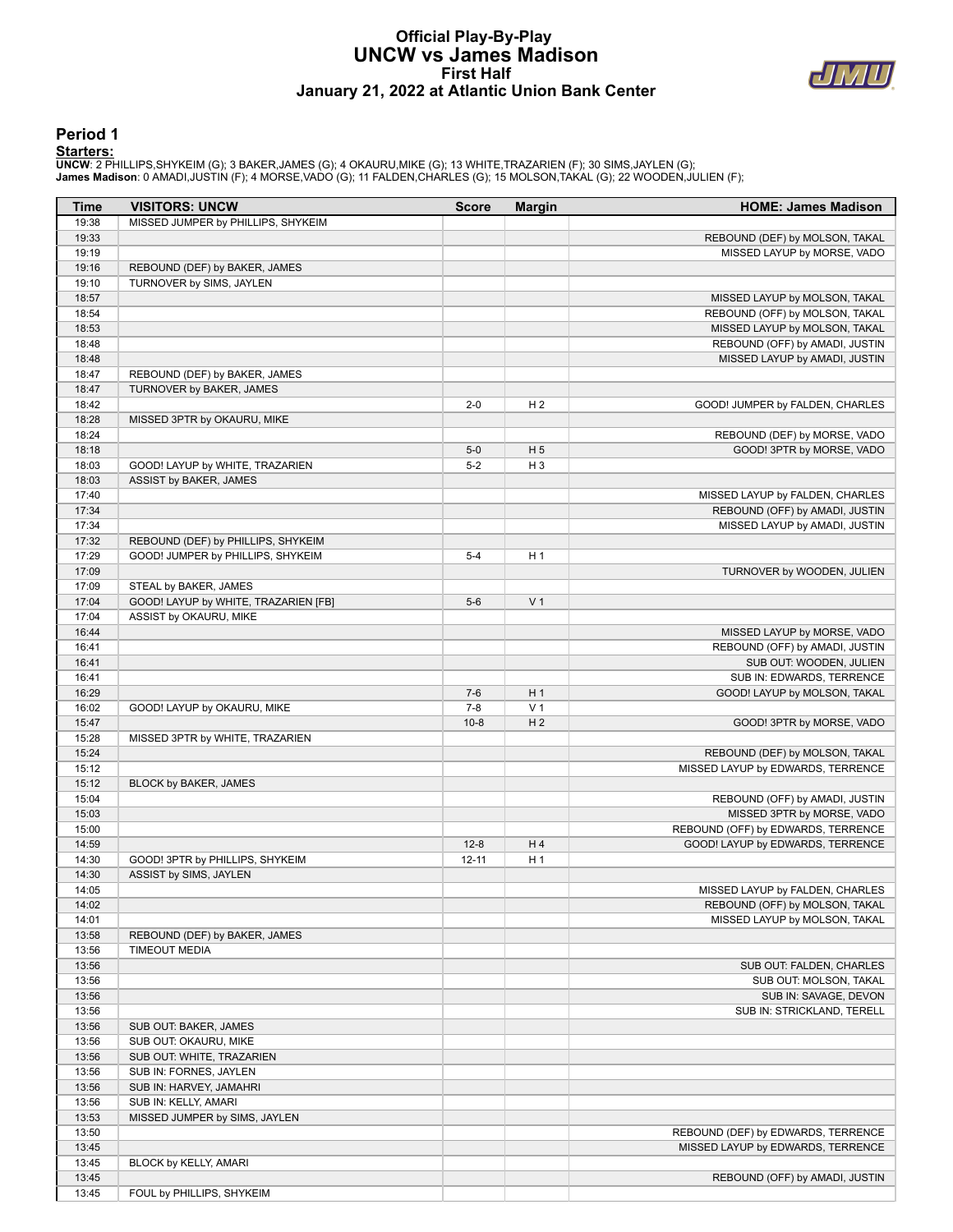# Official Play-By-Play
# UNCW vs James Madison
## First Half
### January 21, 2022 at Atlantic Union Bank Center

## Period 1

**Starters:**

**UNCW**: 2 PHILLIPS,SHYKEIM (G); 3 BAKER,JAMES (G); 4 OKAURU,MIKE (G); 13 WHITE,TRAZARIEN (F); 30 SIMS,JAYLEN (G);
**James Madison**: 0 AMADI,JUSTIN (F); 4 MORSE,VADO (G); 11 FALDEN,CHARLES (G); 15 MOLSON,TAKAL (G); 22 WOODEN,JULIEN (F);

| Time | VISITORS: UNCW | Score | Margin | HOME: James Madison |
|---|---|---|---|---|
| 19:38 | MISSED JUMPER by PHILLIPS, SHYKEIM | | | |
| 19:33 | | | | REBOUND (DEF) by MOLSON, TAKAL |
| 19:19 | | | | MISSED LAYUP by MORSE, VADO |
| 19:16 | REBOUND (DEF) by BAKER, JAMES | | | |
| 19:10 | TURNOVER by SIMS, JAYLEN | | | |
| 18:57 | | | | MISSED LAYUP by MOLSON, TAKAL |
| 18:54 | | | | REBOUND (OFF) by MOLSON, TAKAL |
| 18:53 | | | | MISSED LAYUP by MOLSON, TAKAL |
| 18:48 | | | | REBOUND (OFF) by AMADI, JUSTIN |
| 18:48 | | | | MISSED LAYUP by AMADI, JUSTIN |
| 18:47 | REBOUND (DEF) by BAKER, JAMES | | | |
| 18:47 | TURNOVER by BAKER, JAMES | | | |
| 18:42 | | 2-0 | H 2 | GOOD! JUMPER by FALDEN, CHARLES |
| 18:28 | MISSED 3PTR by OKAURU, MIKE | | | |
| 18:24 | | | | REBOUND (DEF) by MORSE, VADO |
| 18:18 | | 5-0 | H 5 | GOOD! 3PTR by MORSE, VADO |
| 18:03 | GOOD! LAYUP by WHITE, TRAZARIEN | 5-2 | H 3 | |
| 18:03 | ASSIST by BAKER, JAMES | | | |
| 17:40 | | | | MISSED LAYUP by FALDEN, CHARLES |
| 17:34 | | | | REBOUND (OFF) by AMADI, JUSTIN |
| 17:34 | | | | MISSED LAYUP by AMADI, JUSTIN |
| 17:32 | REBOUND (DEF) by PHILLIPS, SHYKEIM | | | |
| 17:29 | GOOD! JUMPER by PHILLIPS, SHYKEIM | 5-4 | H 1 | |
| 17:09 | | | | TURNOVER by WOODEN, JULIEN |
| 17:09 | STEAL by BAKER, JAMES | | | |
| 17:04 | GOOD! LAYUP by WHITE, TRAZARIEN [FB] | 5-6 | V 1 | |
| 17:04 | ASSIST by OKAURU, MIKE | | | |
| 16:44 | | | | MISSED LAYUP by MORSE, VADO |
| 16:41 | | | | REBOUND (OFF) by AMADI, JUSTIN |
| 16:41 | | | | SUB OUT: WOODEN, JULIEN |
| 16:41 | | | | SUB IN: EDWARDS, TERRENCE |
| 16:29 | | 7-6 | H 1 | GOOD! LAYUP by MOLSON, TAKAL |
| 16:02 | GOOD! LAYUP by OKAURU, MIKE | 7-8 | V 1 | |
| 15:47 | | 10-8 | H 2 | GOOD! 3PTR by MORSE, VADO |
| 15:28 | MISSED 3PTR by WHITE, TRAZARIEN | | | |
| 15:24 | | | | REBOUND (DEF) by MOLSON, TAKAL |
| 15:12 | | | | MISSED LAYUP by EDWARDS, TERRENCE |
| 15:12 | BLOCK by BAKER, JAMES | | | |
| 15:04 | | | | REBOUND (OFF) by AMADI, JUSTIN |
| 15:03 | | | | MISSED 3PTR by MORSE, VADO |
| 15:00 | | | | REBOUND (OFF) by EDWARDS, TERRENCE |
| 14:59 | | 12-8 | H 4 | GOOD! LAYUP by EDWARDS, TERRENCE |
| 14:30 | GOOD! 3PTR by PHILLIPS, SHYKEIM | 12-11 | H 1 | |
| 14:30 | ASSIST by SIMS, JAYLEN | | | |
| 14:05 | | | | MISSED LAYUP by FALDEN, CHARLES |
| 14:02 | | | | REBOUND (OFF) by MOLSON, TAKAL |
| 14:01 | | | | MISSED LAYUP by MOLSON, TAKAL |
| 13:58 | REBOUND (DEF) by BAKER, JAMES | | | |
| 13:56 | TIMEOUT MEDIA | | | |
| 13:56 | | | | SUB OUT: FALDEN, CHARLES |
| 13:56 | | | | SUB OUT: MOLSON, TAKAL |
| 13:56 | | | | SUB IN: SAVAGE, DEVON |
| 13:56 | | | | SUB IN: STRICKLAND, TERELL |
| 13:56 | SUB OUT: BAKER, JAMES | | | |
| 13:56 | SUB OUT: OKAURU, MIKE | | | |
| 13:56 | SUB OUT: WHITE, TRAZARIEN | | | |
| 13:56 | SUB IN: FORNES, JAYLEN | | | |
| 13:56 | SUB IN: HARVEY, JAMAHRI | | | |
| 13:56 | SUB IN: KELLY, AMARI | | | |
| 13:53 | MISSED JUMPER by SIMS, JAYLEN | | | |
| 13:50 | | | | REBOUND (DEF) by EDWARDS, TERRENCE |
| 13:45 | | | | MISSED LAYUP by EDWARDS, TERRENCE |
| 13:45 | BLOCK by KELLY, AMARI | | | |
| 13:45 | | | | REBOUND (OFF) by AMADI, JUSTIN |
| 13:45 | FOUL by PHILLIPS, SHYKEIM | | | |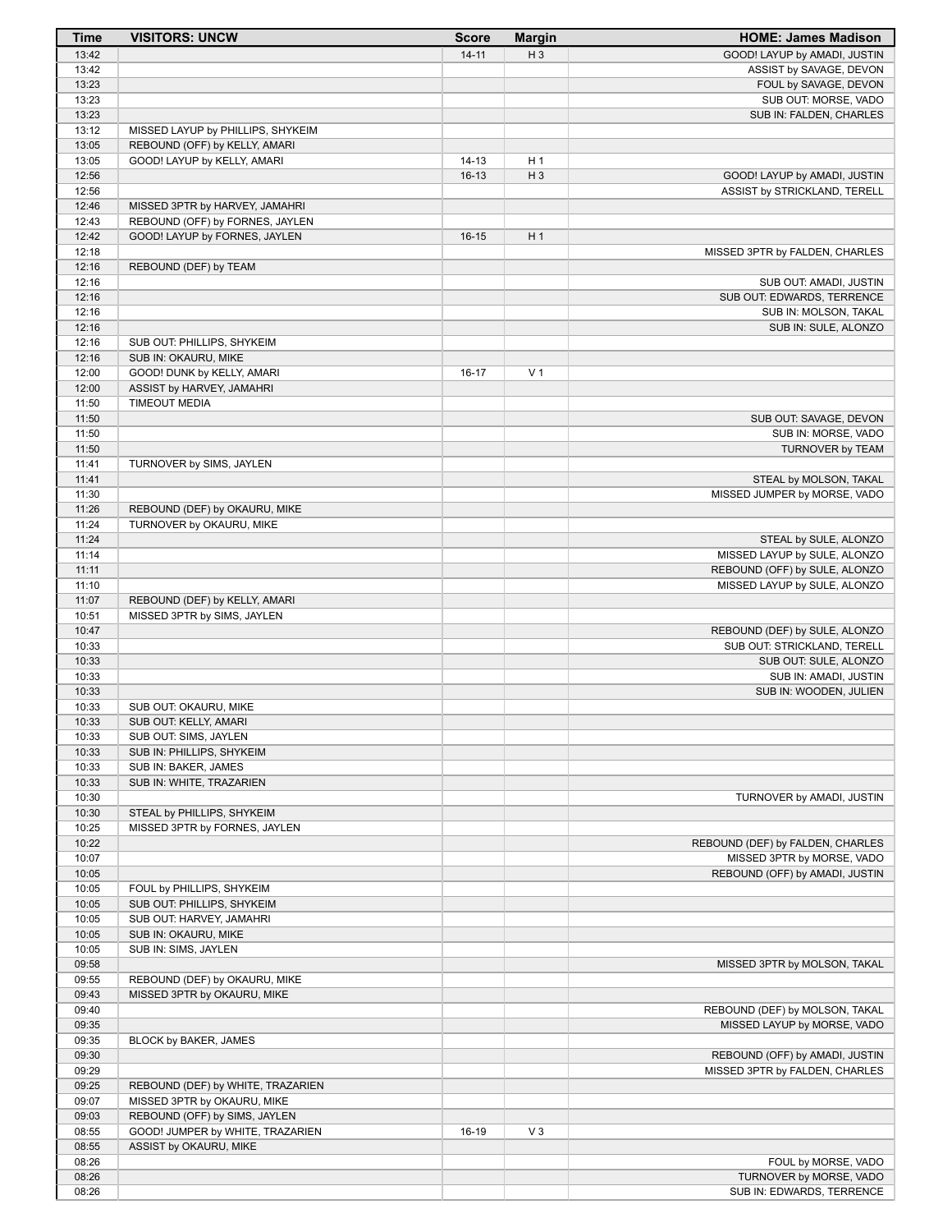| Time | VISITORS: UNCW | Score | Margin | HOME: James Madison |
| --- | --- | --- | --- | --- |
| 13:42 | | 14-11 | H 3 | GOOD! LAYUP by AMADI, JUSTIN |
| 13:42 | | | | ASSIST by SAVAGE, DEVON |
| 13:23 | | | | FOUL by SAVAGE, DEVON |
| 13:23 | | | | SUB OUT: MORSE, VADO |
| 13:23 | | | | SUB IN: FALDEN, CHARLES |
| 13:12 | MISSED LAYUP by PHILLIPS, SHYKEIM | | | |
| 13:05 | REBOUND (OFF) by KELLY, AMARI | | | |
| 13:05 | GOOD! LAYUP by KELLY, AMARI | 14-13 | H 1 | |
| 12:56 | | 16-13 | H 3 | GOOD! LAYUP by AMADI, JUSTIN |
| 12:56 | | | | ASSIST by STRICKLAND, TERELL |
| 12:46 | MISSED 3PTR by HARVEY, JAMAHRI | | | |
| 12:43 | REBOUND (OFF) by FORNES, JAYLEN | | | |
| 12:42 | GOOD! LAYUP by FORNES, JAYLEN | 16-15 | H 1 | |
| 12:18 | | | | MISSED 3PTR by FALDEN, CHARLES |
| 12:16 | REBOUND (DEF) by TEAM | | | |
| 12:16 | | | | SUB OUT: AMADI, JUSTIN |
| 12:16 | | | | SUB OUT: EDWARDS, TERRENCE |
| 12:16 | | | | SUB IN: MOLSON, TAKAL |
| 12:16 | | | | SUB IN: SULE, ALONZO |
| 12:16 | SUB OUT: PHILLIPS, SHYKEIM | | | |
| 12:16 | SUB IN: OKAURU, MIKE | | | |
| 12:00 | GOOD! DUNK by KELLY, AMARI | 16-17 | V 1 | |
| 12:00 | ASSIST by HARVEY, JAMAHRI | | | |
| 11:50 | TIMEOUT MEDIA | | | |
| 11:50 | | | | SUB OUT: SAVAGE, DEVON |
| 11:50 | | | | SUB IN: MORSE, VADO |
| 11:50 | | | | TURNOVER by TEAM |
| 11:41 | TURNOVER by SIMS, JAYLEN | | | |
| 11:41 | | | | STEAL by MOLSON, TAKAL |
| 11:30 | | | | MISSED JUMPER by MORSE, VADO |
| 11:26 | REBOUND (DEF) by OKAURU, MIKE | | | |
| 11:24 | TURNOVER by OKAURU, MIKE | | | |
| 11:24 | | | | STEAL by SULE, ALONZO |
| 11:14 | | | | MISSED LAYUP by SULE, ALONZO |
| 11:11 | | | | REBOUND (OFF) by SULE, ALONZO |
| 11:10 | | | | MISSED LAYUP by SULE, ALONZO |
| 11:07 | REBOUND (DEF) by KELLY, AMARI | | | |
| 10:51 | MISSED 3PTR by SIMS, JAYLEN | | | |
| 10:47 | | | | REBOUND (DEF) by SULE, ALONZO |
| 10:33 | | | | SUB OUT: STRICKLAND, TERELL |
| 10:33 | | | | SUB OUT: SULE, ALONZO |
| 10:33 | | | | SUB IN: AMADI, JUSTIN |
| 10:33 | | | | SUB IN: WOODEN, JULIEN |
| 10:33 | SUB OUT: OKAURU, MIKE | | | |
| 10:33 | SUB OUT: KELLY, AMARI | | | |
| 10:33 | SUB OUT: SIMS, JAYLEN | | | |
| 10:33 | SUB IN: PHILLIPS, SHYKEIM | | | |
| 10:33 | SUB IN: BAKER, JAMES | | | |
| 10:33 | SUB IN: WHITE, TRAZARIEN | | | |
| 10:30 | | | | TURNOVER by AMADI, JUSTIN |
| 10:30 | STEAL by PHILLIPS, SHYKEIM | | | |
| 10:25 | MISSED 3PTR by FORNES, JAYLEN | | | |
| 10:22 | | | | REBOUND (DEF) by FALDEN, CHARLES |
| 10:07 | | | | MISSED 3PTR by MORSE, VADO |
| 10:05 | | | | REBOUND (OFF) by AMADI, JUSTIN |
| 10:05 | FOUL by PHILLIPS, SHYKEIM | | | |
| 10:05 | SUB OUT: PHILLIPS, SHYKEIM | | | |
| 10:05 | SUB OUT: HARVEY, JAMAHRI | | | |
| 10:05 | SUB IN: OKAURU, MIKE | | | |
| 10:05 | SUB IN: SIMS, JAYLEN | | | |
| 09:58 | | | | MISSED 3PTR by MOLSON, TAKAL |
| 09:55 | REBOUND (DEF) by OKAURU, MIKE | | | |
| 09:43 | MISSED 3PTR by OKAURU, MIKE | | | |
| 09:40 | | | | REBOUND (DEF) by MOLSON, TAKAL |
| 09:35 | | | | MISSED LAYUP by MORSE, VADO |
| 09:35 | BLOCK by BAKER, JAMES | | | |
| 09:30 | | | | REBOUND (OFF) by AMADI, JUSTIN |
| 09:29 | | | | MISSED 3PTR by FALDEN, CHARLES |
| 09:25 | REBOUND (DEF) by WHITE, TRAZARIEN | | | |
| 09:07 | MISSED 3PTR by OKAURU, MIKE | | | |
| 09:03 | REBOUND (OFF) by SIMS, JAYLEN | | | |
| 08:55 | GOOD! JUMPER by WHITE, TRAZARIEN | 16-19 | V 3 | |
| 08:55 | ASSIST by OKAURU, MIKE | | | |
| 08:26 | | | | FOUL by MORSE, VADO |
| 08:26 | | | | TURNOVER by MORSE, VADO |
| 08:26 | | | | SUB IN: EDWARDS, TERRENCE |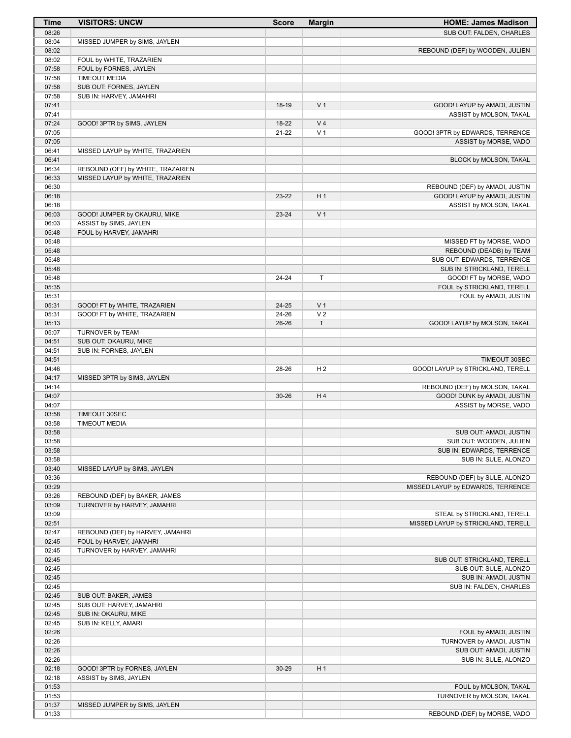| Time | VISITORS: UNCW | Score | Margin | HOME: James Madison |
|---|---|---|---|---|
| 08:26 | | | | SUB OUT: FALDEN, CHARLES |
| 08:04 | MISSED JUMPER by SIMS, JAYLEN | | | |
| 08:02 | | | | REBOUND (DEF) by WOODEN, JULIEN |
| 08:02 | FOUL by WHITE, TRAZARIEN | | | |
| 07:58 | FOUL by FORNES, JAYLEN | | | |
| 07:58 | TIMEOUT MEDIA | | | |
| 07:58 | SUB OUT: FORNES, JAYLEN | | | |
| 07:58 | SUB IN: HARVEY, JAMAHRI | | | |
| 07:41 | | 18-19 | V 1 | GOOD! LAYUP by AMADI, JUSTIN |
| 07:41 | | | | ASSIST by MOLSON, TAKAL |
| 07:24 | GOOD! 3PTR by SIMS, JAYLEN | 18-22 | V 4 | |
| 07:05 | | 21-22 | V 1 | GOOD! 3PTR by EDWARDS, TERRENCE |
| 07:05 | | | | ASSIST by MORSE, VADO |
| 06:41 | MISSED LAYUP by WHITE, TRAZARIEN | | | |
| 06:41 | | | | BLOCK by MOLSON, TAKAL |
| 06:34 | REBOUND (OFF) by WHITE, TRAZARIEN | | | |
| 06:33 | MISSED LAYUP by WHITE, TRAZARIEN | | | |
| 06:30 | | | | REBOUND (DEF) by AMADI, JUSTIN |
| 06:18 | | 23-22 | H 1 | GOOD! LAYUP by AMADI, JUSTIN |
| 06:18 | | | | ASSIST by MOLSON, TAKAL |
| 06:03 | GOOD! JUMPER by OKAURU, MIKE | 23-24 | V 1 | |
| 06:03 | ASSIST by SIMS, JAYLEN | | | |
| 05:48 | FOUL by HARVEY, JAMAHRI | | | |
| 05:48 | | | | MISSED FT by MORSE, VADO |
| 05:48 | | | | REBOUND (DEADB) by TEAM |
| 05:48 | | | | SUB OUT: EDWARDS, TERRENCE |
| 05:48 | | | | SUB IN: STRICKLAND, TERELL |
| 05:48 | | 24-24 | T | GOOD! FT by MORSE, VADO |
| 05:35 | | | | FOUL by STRICKLAND, TERELL |
| 05:31 | | | | FOUL by AMADI, JUSTIN |
| 05:31 | GOOD! FT by WHITE, TRAZARIEN | 24-25 | V 1 | |
| 05:31 | GOOD! FT by WHITE, TRAZARIEN | 24-26 | V 2 | |
| 05:13 | | 26-26 | T | GOOD! LAYUP by MOLSON, TAKAL |
| 05:07 | TURNOVER by TEAM | | | |
| 04:51 | SUB OUT: OKAURU, MIKE | | | |
| 04:51 | SUB IN: FORNES, JAYLEN | | | |
| 04:51 | | | | TIMEOUT 30SEC |
| 04:46 | | 28-26 | H 2 | GOOD! LAYUP by STRICKLAND, TERELL |
| 04:17 | MISSED 3PTR by SIMS, JAYLEN | | | |
| 04:14 | | | | REBOUND (DEF) by MOLSON, TAKAL |
| 04:07 | | 30-26 | H 4 | GOOD! DUNK by AMADI, JUSTIN |
| 04:07 | | | | ASSIST by MORSE, VADO |
| 03:58 | TIMEOUT 30SEC | | | |
| 03:58 | TIMEOUT MEDIA | | | |
| 03:58 | | | | SUB OUT: AMADI, JUSTIN |
| 03:58 | | | | SUB OUT: WOODEN, JULIEN |
| 03:58 | | | | SUB IN: EDWARDS, TERRENCE |
| 03:58 | | | | SUB IN: SULE, ALONZO |
| 03:40 | MISSED LAYUP by SIMS, JAYLEN | | | |
| 03:36 | | | | REBOUND (DEF) by SULE, ALONZO |
| 03:29 | | | | MISSED LAYUP by EDWARDS, TERRENCE |
| 03:26 | REBOUND (DEF) by BAKER, JAMES | | | |
| 03:09 | TURNOVER by HARVEY, JAMAHRI | | | |
| 03:09 | | | | STEAL by STRICKLAND, TERELL |
| 02:51 | | | | MISSED LAYUP by STRICKLAND, TERELL |
| 02:47 | REBOUND (DEF) by HARVEY, JAMAHRI | | | |
| 02:45 | FOUL by HARVEY, JAMAHRI | | | |
| 02:45 | TURNOVER by HARVEY, JAMAHRI | | | |
| 02:45 | | | | SUB OUT: STRICKLAND, TERELL |
| 02:45 | | | | SUB OUT: SULE, ALONZO |
| 02:45 | | | | SUB IN: AMADI, JUSTIN |
| 02:45 | | | | SUB IN: FALDEN, CHARLES |
| 02:45 | SUB OUT: BAKER, JAMES | | | |
| 02:45 | SUB OUT: HARVEY, JAMAHRI | | | |
| 02:45 | SUB IN: OKAURU, MIKE | | | |
| 02:45 | SUB IN: KELLY, AMARI | | | |
| 02:26 | | | | FOUL by AMADI, JUSTIN |
| 02:26 | | | | TURNOVER by AMADI, JUSTIN |
| 02:26 | | | | SUB OUT: AMADI, JUSTIN |
| 02:26 | | | | SUB IN: SULE, ALONZO |
| 02:18 | GOOD! 3PTR by FORNES, JAYLEN | 30-29 | H 1 | |
| 02:18 | ASSIST by SIMS, JAYLEN | | | |
| 01:53 | | | | FOUL by MOLSON, TAKAL |
| 01:53 | | | | TURNOVER by MOLSON, TAKAL |
| 01:37 | MISSED JUMPER by SIMS, JAYLEN | | | |
| 01:33 | | | | REBOUND (DEF) by MORSE, VADO |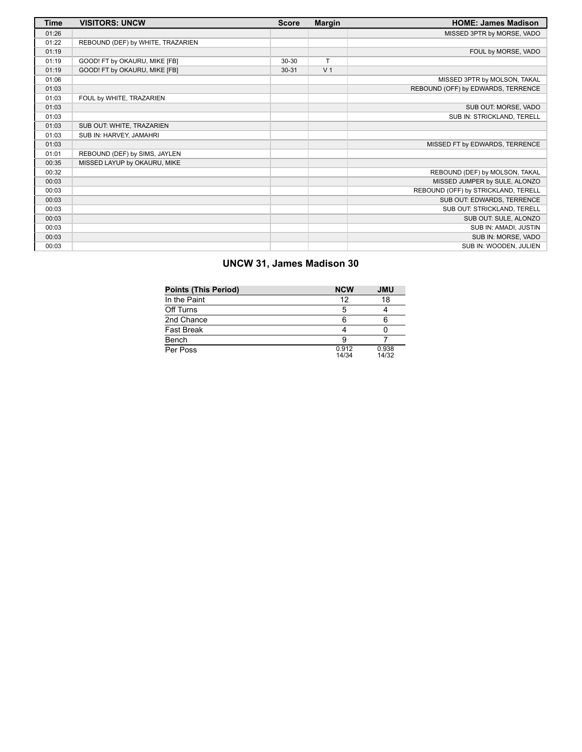| Time | VISITORS: UNCW | Score | Margin | HOME: James Madison |
| --- | --- | --- | --- | --- |
| 01:26 | | | | MISSED 3PTR by MORSE, VADO |
| 01:22 | REBOUND (DEF) by WHITE, TRAZARIEN | | | |
| 01:19 | | | | FOUL by MORSE, VADO |
| 01:19 | GOOD! FT by OKAURU, MIKE [FB] | 30-30 | T | |
| 01:19 | GOOD! FT by OKAURU, MIKE [FB] | 30-31 | V 1 | |
| 01:06 | | | | MISSED 3PTR by MOLSON, TAKAL |
| 01:03 | | | | REBOUND (OFF) by EDWARDS, TERRENCE |
| 01:03 | FOUL by WHITE, TRAZARIEN | | | |
| 01:03 | | | | SUB OUT: MORSE, VADO |
| 01:03 | | | | SUB IN: STRICKLAND, TERELL |
| 01:03 | SUB OUT: WHITE, TRAZARIEN | | | |
| 01:03 | SUB IN: HARVEY, JAMAHRI | | | |
| 01:03 | | | | MISSED FT by EDWARDS, TERRENCE |
| 01:01 | REBOUND (DEF) by SIMS, JAYLEN | | | |
| 00:35 | MISSED LAYUP by OKAURU, MIKE | | | |
| 00:32 | | | | REBOUND (DEF) by MOLSON, TAKAL |
| 00:03 | | | | MISSED JUMPER by SULE, ALONZO |
| 00:03 | | | | REBOUND (OFF) by STRICKLAND, TERELL |
| 00:03 | | | | SUB OUT: EDWARDS, TERRENCE |
| 00:03 | | | | SUB OUT: STRICKLAND, TERELL |
| 00:03 | | | | SUB OUT: SULE, ALONZO |
| 00:03 | | | | SUB IN: AMADI, JUSTIN |
| 00:03 | | | | SUB IN: MORSE, VADO |
| 00:03 | | | | SUB IN: WOODEN, JULIEN |

## UNCW 31, James Madison 30

| Points (This Period) | NCW | JMU |
| --- | --- | --- |
| In the Paint | 12 | 18 |
| Off Turns | 5 | 4 |
| 2nd Chance | 6 | 6 |
| Fast Break | 4 | 0 |
| Bench | 9 | 7 |
| Per Poss | 0.912 14/34 | 0.938 14/32 |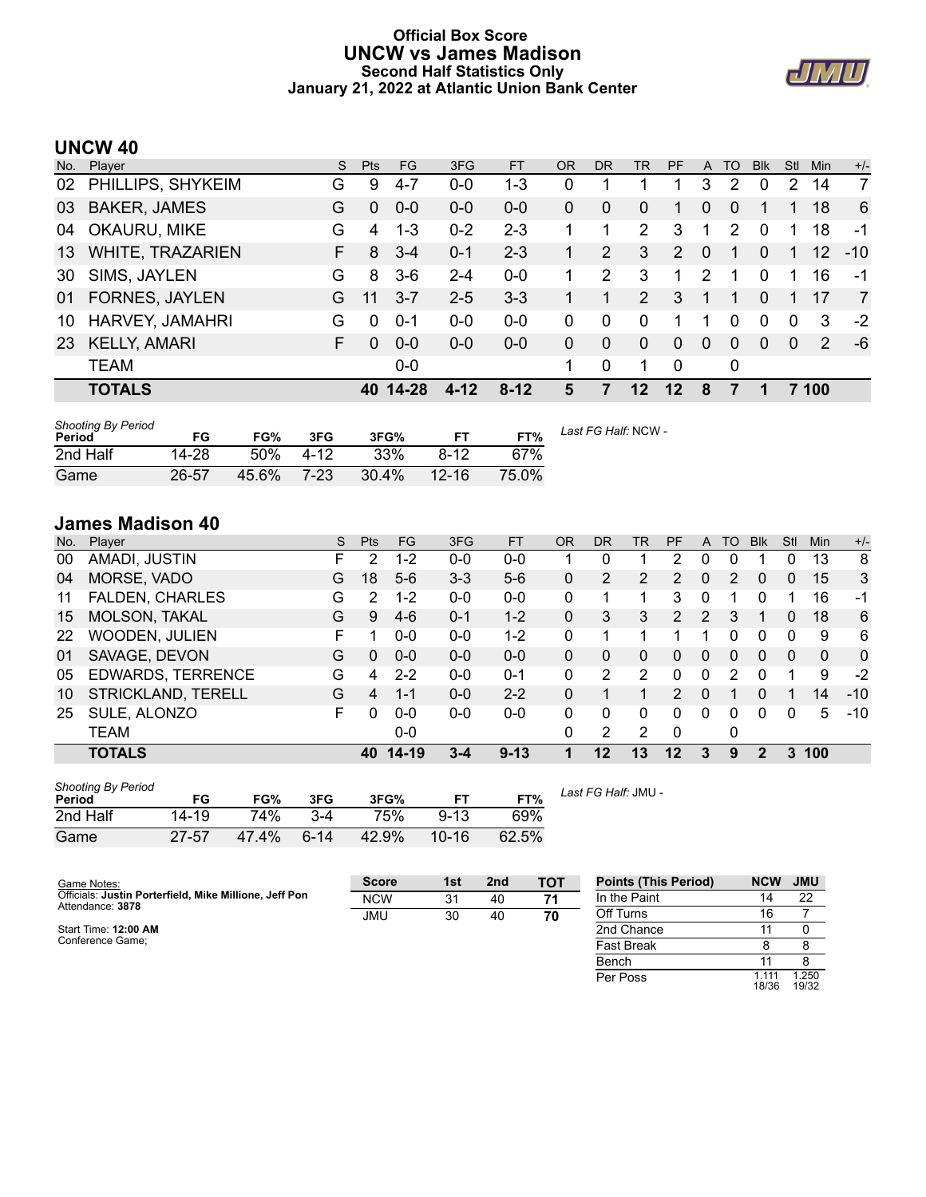# Official Box Score
## UNCW vs James Madison
### Second Half Statistics Only
### January 21, 2022 at Atlantic Union Bank Center

## UNCW 40

| No. | Player | S | Pts | FG | 3FG | FT | OR | DR | TR | PF | A | TO | Blk | Stl | Min | +/- |
|---|---|---|---|---|---|---|---|---|---|---|---|---|---|---|---|---|
| 02 | PHILLIPS, SHYKEIM | G | 9 | 4-7 | 0-0 | 1-3 | 0 | 1 | 1 | 1 | 3 | 2 | 0 | 2 | 14 | 7 |
| 03 | BAKER, JAMES | G | 0 | 0-0 | 0-0 | 0-0 | 0 | 0 | 0 | 1 | 0 | 0 | 1 | 1 | 18 | 6 |
| 04 | OKAURU, MIKE | G | 4 | 1-3 | 0-2 | 2-3 | 1 | 1 | 2 | 3 | 1 | 2 | 0 | 1 | 18 | -1 |
| 13 | WHITE, TRAZARIEN | F | 8 | 3-4 | 0-1 | 2-3 | 1 | 2 | 3 | 2 | 0 | 1 | 0 | 1 | 12 | -10 |
| 30 | SIMS, JAYLEN | G | 8 | 3-6 | 2-4 | 0-0 | 1 | 2 | 3 | 1 | 2 | 1 | 0 | 1 | 16 | -1 |
| 01 | FORNES, JAYLEN | G | 11 | 3-7 | 2-5 | 3-3 | 1 | 1 | 2 | 3 | 1 | 1 | 0 | 1 | 17 | 7 |
| 10 | HARVEY, JAMAHRI | G | 0 | 0-1 | 0-0 | 0-0 | 0 | 0 | 0 | 1 | 1 | 0 | 0 | 0 | 3 | -2 |
| 23 | KELLY, AMARI | F | 0 | 0-0 | 0-0 | 0-0 | 0 | 0 | 0 | 0 | 0 | 0 | 0 | 0 | 2 | -6 |
| | TEAM | | | 0-0 | | | 1 | 0 | 1 | 0 | | 0 | | | | |
| | **TOTALS** | | **40** | **14-28** | **4-12** | **8-12** | **5** | **7** | **12** | **12** | **8** | **7** | **1** | **7** | **100** | |

*Shooting By Period*

| Period | FG | FG% | 3FG | 3FG% | FT | FT% |
|---|---|---|---|---|---|---|
| 2nd Half | 14-28 | 50% | 4-12 | 33% | 8-12 | 67% |
| Game | 26-57 | 45.6% | 7-23 | 30.4% | 12-16 | 75.0% |

*Last FG Half:* NCW -

## James Madison 40

| No. | Player | S | Pts | FG | 3FG | FT | OR | DR | TR | PF | A | TO | Blk | Stl | Min | +/- |
|---|---|---|---|---|---|---|---|---|---|---|---|---|---|---|---|---|
| 00 | AMADI, JUSTIN | F | 2 | 1-2 | 0-0 | 0-0 | 1 | 0 | 1 | 2 | 0 | 0 | 1 | 0 | 13 | 8 |
| 04 | MORSE, VADO | G | 18 | 5-6 | 3-3 | 5-6 | 0 | 2 | 2 | 2 | 0 | 2 | 0 | 0 | 15 | 3 |
| 11 | FALDEN, CHARLES | G | 2 | 1-2 | 0-0 | 0-0 | 0 | 1 | 1 | 3 | 0 | 1 | 0 | 1 | 16 | -1 |
| 15 | MOLSON, TAKAL | G | 9 | 4-6 | 0-1 | 1-2 | 0 | 3 | 3 | 2 | 2 | 3 | 1 | 0 | 18 | 6 |
| 22 | WOODEN, JULIEN | F | 1 | 0-0 | 0-0 | 1-2 | 0 | 1 | 1 | 1 | 1 | 0 | 0 | 0 | 9 | 6 |
| 01 | SAVAGE, DEVON | G | 0 | 0-0 | 0-0 | 0-0 | 0 | 0 | 0 | 0 | 0 | 0 | 0 | 0 | 0 | 0 |
| 05 | EDWARDS, TERRENCE | G | 4 | 2-2 | 0-0 | 0-1 | 0 | 2 | 2 | 0 | 0 | 2 | 0 | 1 | 9 | -2 |
| 10 | STRICKLAND, TERELL | G | 4 | 1-1 | 0-0 | 2-2 | 0 | 1 | 1 | 2 | 0 | 1 | 0 | 1 | 14 | -10 |
| 25 | SULE, ALONZO | F | 0 | 0-0 | 0-0 | 0-0 | 0 | 0 | 0 | 0 | 0 | 0 | 0 | 0 | 5 | -10 |
| | TEAM | | | 0-0 | | | 0 | 2 | 2 | 0 | | 0 | | | | |
| | **TOTALS** | | **40** | **14-19** | **3-4** | **9-13** | **1** | **12** | **13** | **12** | **3** | **9** | **2** | **3** | **100** | |

*Shooting By Period*

| Period | FG | FG% | 3FG | 3FG% | FT | FT% |
|---|---|---|---|---|---|---|
| 2nd Half | 14-19 | 74% | 3-4 | 75% | 9-13 | 69% |
| Game | 27-57 | 47.4% | 6-14 | 42.9% | 10-16 | 62.5% |

*Last FG Half:* JMU -

Game Notes:
Officials: **Justin Porterfield, Mike Millione, Jeff Pon**
Attendance: **3878**

Start Time: **12:00 AM**
Conference Game;

| Score | 1st | 2nd | TOT |
|---|---|---|---|
| NCW | 31 | 40 | **71** |
| JMU | 30 | 40 | **70** |

| Points (This Period) | NCW | JMU |
|---|---|---|
| In the Paint | 14 | 22 |
| Off Turns | 16 | 7 |
| 2nd Chance | 11 | 0 |
| Fast Break | 8 | 8 |
| Bench | 11 | 8 |
| Per Poss | 1.111 18/36 | 1.250 19/32 |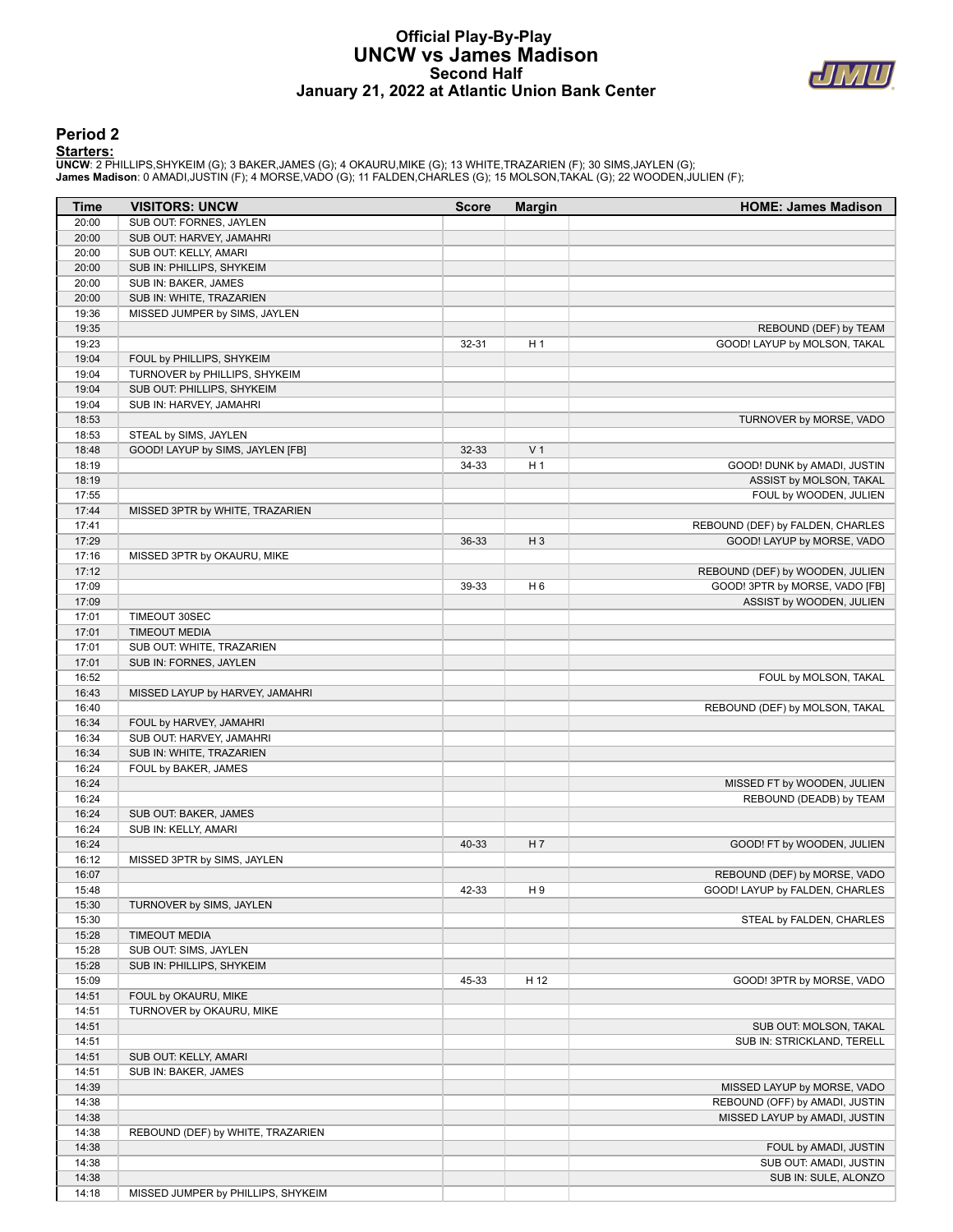# Official Play-By-Play
## UNCW vs James Madison
### Second Half
### January 21, 2022 at Atlantic Union Bank Center

## Period 2

**Starters:**

**UNCW**: 2 PHILLIPS,SHYKEIM (G); 3 BAKER,JAMES (G); 4 OKAURU,MIKE (G); 13 WHITE,TRAZARIEN (F); 30 SIMS,JAYLEN (G);
**James Madison**: 0 AMADI,JUSTIN (F); 4 MORSE,VADO (G); 11 FALDEN,CHARLES (G); 15 MOLSON,TAKAL (G); 22 WOODEN,JULIEN (F);

| Time | VISITORS: UNCW | Score | Margin | HOME: James Madison |
|---|---|---|---|---|
| 20:00 | SUB OUT: FORNES, JAYLEN | | | |
| 20:00 | SUB OUT: HARVEY, JAMAHRI | | | |
| 20:00 | SUB OUT: KELLY, AMARI | | | |
| 20:00 | SUB IN: PHILLIPS, SHYKEIM | | | |
| 20:00 | SUB IN: BAKER, JAMES | | | |
| 20:00 | SUB IN: WHITE, TRAZARIEN | | | |
| 19:36 | MISSED JUMPER by SIMS, JAYLEN | | | |
| 19:35 | | | | REBOUND (DEF) by TEAM |
| 19:23 | | 32-31 | H 1 | GOOD! LAYUP by MOLSON, TAKAL |
| 19:04 | FOUL by PHILLIPS, SHYKEIM | | | |
| 19:04 | TURNOVER by PHILLIPS, SHYKEIM | | | |
| 19:04 | SUB OUT: PHILLIPS, SHYKEIM | | | |
| 19:04 | SUB IN: HARVEY, JAMAHRI | | | |
| 18:53 | | | | TURNOVER by MORSE, VADO |
| 18:53 | STEAL by SIMS, JAYLEN | | | |
| 18:48 | GOOD! LAYUP by SIMS, JAYLEN [FB] | 32-33 | V 1 | |
| 18:19 | | 34-33 | H 1 | GOOD! DUNK by AMADI, JUSTIN |
| 18:19 | | | | ASSIST by MOLSON, TAKAL |
| 17:55 | | | | FOUL by WOODEN, JULIEN |
| 17:44 | MISSED 3PTR by WHITE, TRAZARIEN | | | |
| 17:41 | | | | REBOUND (DEF) by FALDEN, CHARLES |
| 17:29 | | 36-33 | H 3 | GOOD! LAYUP by MORSE, VADO |
| 17:16 | MISSED 3PTR by OKAURU, MIKE | | | |
| 17:12 | | | | REBOUND (DEF) by WOODEN, JULIEN |
| 17:09 | | 39-33 | H 6 | GOOD! 3PTR by MORSE, VADO [FB] |
| 17:09 | | | | ASSIST by WOODEN, JULIEN |
| 17:01 | TIMEOUT 30SEC | | | |
| 17:01 | TIMEOUT MEDIA | | | |
| 17:01 | SUB OUT: WHITE, TRAZARIEN | | | |
| 17:01 | SUB IN: FORNES, JAYLEN | | | |
| 16:52 | | | | FOUL by MOLSON, TAKAL |
| 16:43 | MISSED LAYUP by HARVEY, JAMAHRI | | | |
| 16:40 | | | | REBOUND (DEF) by MOLSON, TAKAL |
| 16:34 | FOUL by HARVEY, JAMAHRI | | | |
| 16:34 | SUB OUT: HARVEY, JAMAHRI | | | |
| 16:34 | SUB IN: WHITE, TRAZARIEN | | | |
| 16:24 | FOUL by BAKER, JAMES | | | |
| 16:24 | | | | MISSED FT by WOODEN, JULIEN |
| 16:24 | | | | REBOUND (DEADB) by TEAM |
| 16:24 | SUB OUT: BAKER, JAMES | | | |
| 16:24 | SUB IN: KELLY, AMARI | | | |
| 16:24 | | 40-33 | H 7 | GOOD! FT by WOODEN, JULIEN |
| 16:12 | MISSED 3PTR by SIMS, JAYLEN | | | |
| 16:07 | | | | REBOUND (DEF) by MORSE, VADO |
| 15:48 | | 42-33 | H 9 | GOOD! LAYUP by FALDEN, CHARLES |
| 15:30 | TURNOVER by SIMS, JAYLEN | | | |
| 15:30 | | | | STEAL by FALDEN, CHARLES |
| 15:28 | TIMEOUT MEDIA | | | |
| 15:28 | SUB OUT: SIMS, JAYLEN | | | |
| 15:28 | SUB IN: PHILLIPS, SHYKEIM | | | |
| 15:09 | | 45-33 | H 12 | GOOD! 3PTR by MORSE, VADO |
| 14:51 | FOUL by OKAURU, MIKE | | | |
| 14:51 | TURNOVER by OKAURU, MIKE | | | |
| 14:51 | | | | SUB OUT: MOLSON, TAKAL |
| 14:51 | | | | SUB IN: STRICKLAND, TERELL |
| 14:51 | SUB OUT: KELLY, AMARI | | | |
| 14:51 | SUB IN: BAKER, JAMES | | | |
| 14:39 | | | | MISSED LAYUP by MORSE, VADO |
| 14:38 | | | | REBOUND (OFF) by AMADI, JUSTIN |
| 14:38 | | | | MISSED LAYUP by AMADI, JUSTIN |
| 14:38 | REBOUND (DEF) by WHITE, TRAZARIEN | | | |
| 14:38 | | | | FOUL by AMADI, JUSTIN |
| 14:38 | | | | SUB OUT: AMADI, JUSTIN |
| 14:38 | | | | SUB IN: SULE, ALONZO |
| 14:18 | MISSED JUMPER by PHILLIPS, SHYKEIM | | | |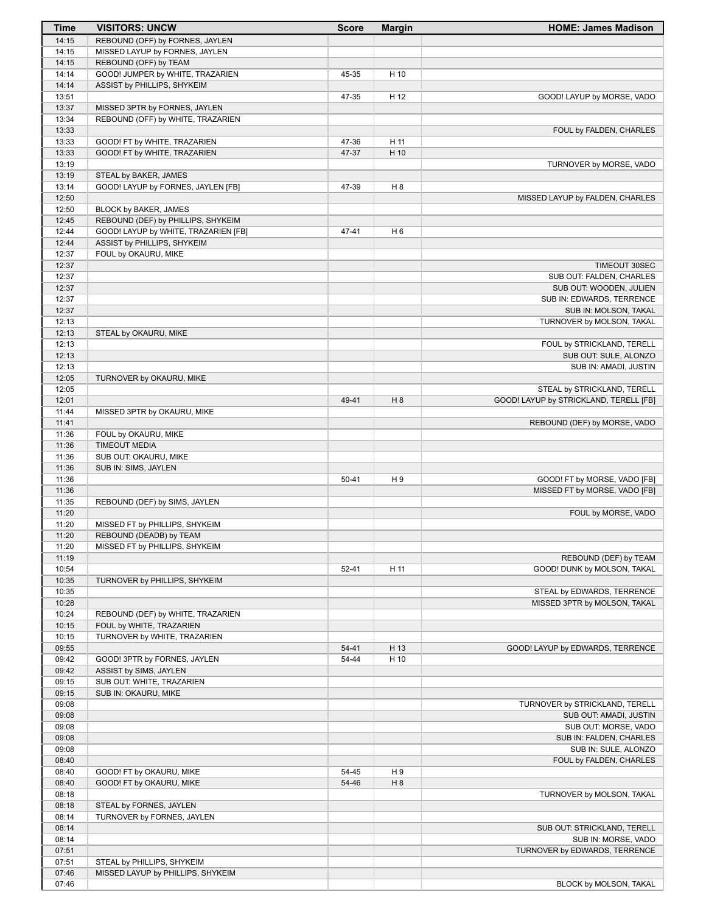| Time | VISITORS: UNCW | Score | Margin | HOME: James Madison |
|---|---|---|---|---|
| 14:15 | REBOUND (OFF) by FORNES, JAYLEN | | | |
| 14:15 | MISSED LAYUP by FORNES, JAYLEN | | | |
| 14:15 | REBOUND (OFF) by TEAM | | | |
| 14:14 | GOOD! JUMPER by WHITE, TRAZARIEN | 45-35 | H 10 | |
| 14:14 | ASSIST by PHILLIPS, SHYKEIM | | | |
| 13:51 | | 47-35 | H 12 | GOOD! LAYUP by MORSE, VADO |
| 13:37 | MISSED 3PTR by FORNES, JAYLEN | | | |
| 13:34 | REBOUND (OFF) by WHITE, TRAZARIEN | | | |
| 13:33 | | | | FOUL by FALDEN, CHARLES |
| 13:33 | GOOD! FT by WHITE, TRAZARIEN | 47-36 | H 11 | |
| 13:33 | GOOD! FT by WHITE, TRAZARIEN | 47-37 | H 10 | |
| 13:19 | | | | TURNOVER by MORSE, VADO |
| 13:19 | STEAL by BAKER, JAMES | | | |
| 13:14 | GOOD! LAYUP by FORNES, JAYLEN [FB] | 47-39 | H 8 | |
| 12:50 | | | | MISSED LAYUP by FALDEN, CHARLES |
| 12:50 | BLOCK by BAKER, JAMES | | | |
| 12:45 | REBOUND (DEF) by PHILLIPS, SHYKEIM | | | |
| 12:44 | GOOD! LAYUP by WHITE, TRAZARIEN [FB] | 47-41 | H 6 | |
| 12:44 | ASSIST by PHILLIPS, SHYKEIM | | | |
| 12:37 | FOUL by OKAURU, MIKE | | | |
| 12:37 | | | | TIMEOUT 30SEC |
| 12:37 | | | | SUB OUT: FALDEN, CHARLES |
| 12:37 | | | | SUB OUT: WOODEN, JULIEN |
| 12:37 | | | | SUB IN: EDWARDS, TERRENCE |
| 12:37 | | | | SUB IN: MOLSON, TAKAL |
| 12:13 | | | | TURNOVER by MOLSON, TAKAL |
| 12:13 | STEAL by OKAURU, MIKE | | | |
| 12:13 | | | | FOUL by STRICKLAND, TERELL |
| 12:13 | | | | SUB OUT: SULE, ALONZO |
| 12:13 | | | | SUB IN: AMADI, JUSTIN |
| 12:05 | TURNOVER by OKAURU, MIKE | | | |
| 12:05 | | | | STEAL by STRICKLAND, TERELL |
| 12:01 | | 49-41 | H 8 | GOOD! LAYUP by STRICKLAND, TERELL [FB] |
| 11:44 | MISSED 3PTR by OKAURU, MIKE | | | |
| 11:41 | | | | REBOUND (DEF) by MORSE, VADO |
| 11:36 | FOUL by OKAURU, MIKE | | | |
| 11:36 | TIMEOUT MEDIA | | | |
| 11:36 | SUB OUT: OKAURU, MIKE | | | |
| 11:36 | SUB IN: SIMS, JAYLEN | | | |
| 11:36 | | 50-41 | H 9 | GOOD! FT by MORSE, VADO [FB] |
| 11:36 | | | | MISSED FT by MORSE, VADO [FB] |
| 11:35 | REBOUND (DEF) by SIMS, JAYLEN | | | |
| 11:20 | | | | FOUL by MORSE, VADO |
| 11:20 | MISSED FT by PHILLIPS, SHYKEIM | | | |
| 11:20 | REBOUND (DEADB) by TEAM | | | |
| 11:20 | MISSED FT by PHILLIPS, SHYKEIM | | | |
| 11:19 | | | | REBOUND (DEF) by TEAM |
| 10:54 | | 52-41 | H 11 | GOOD! DUNK by MOLSON, TAKAL |
| 10:35 | TURNOVER by PHILLIPS, SHYKEIM | | | |
| 10:35 | | | | STEAL by EDWARDS, TERRENCE |
| 10:28 | | | | MISSED 3PTR by MOLSON, TAKAL |
| 10:24 | REBOUND (DEF) by WHITE, TRAZARIEN | | | |
| 10:15 | FOUL by WHITE, TRAZARIEN | | | |
| 10:15 | TURNOVER by WHITE, TRAZARIEN | | | |
| 09:55 | | 54-41 | H 13 | GOOD! LAYUP by EDWARDS, TERRENCE |
| 09:42 | GOOD! 3PTR by FORNES, JAYLEN | 54-44 | H 10 | |
| 09:42 | ASSIST by SIMS, JAYLEN | | | |
| 09:15 | SUB OUT: WHITE, TRAZARIEN | | | |
| 09:15 | SUB IN: OKAURU, MIKE | | | |
| 09:08 | | | | TURNOVER by STRICKLAND, TERELL |
| 09:08 | | | | SUB OUT: AMADI, JUSTIN |
| 09:08 | | | | SUB OUT: MORSE, VADO |
| 09:08 | | | | SUB IN: FALDEN, CHARLES |
| 09:08 | | | | SUB IN: SULE, ALONZO |
| 08:40 | | | | FOUL by FALDEN, CHARLES |
| 08:40 | GOOD! FT by OKAURU, MIKE | 54-45 | H 9 | |
| 08:40 | GOOD! FT by OKAURU, MIKE | 54-46 | H 8 | |
| 08:18 | | | | TURNOVER by MOLSON, TAKAL |
| 08:18 | STEAL by FORNES, JAYLEN | | | |
| 08:14 | TURNOVER by FORNES, JAYLEN | | | |
| 08:14 | | | | SUB OUT: STRICKLAND, TERELL |
| 08:14 | | | | SUB IN: MORSE, VADO |
| 07:51 | | | | TURNOVER by EDWARDS, TERRENCE |
| 07:51 | STEAL by PHILLIPS, SHYKEIM | | | |
| 07:46 | MISSED LAYUP by PHILLIPS, SHYKEIM | | | |
| 07:46 | | | | BLOCK by MOLSON, TAKAL |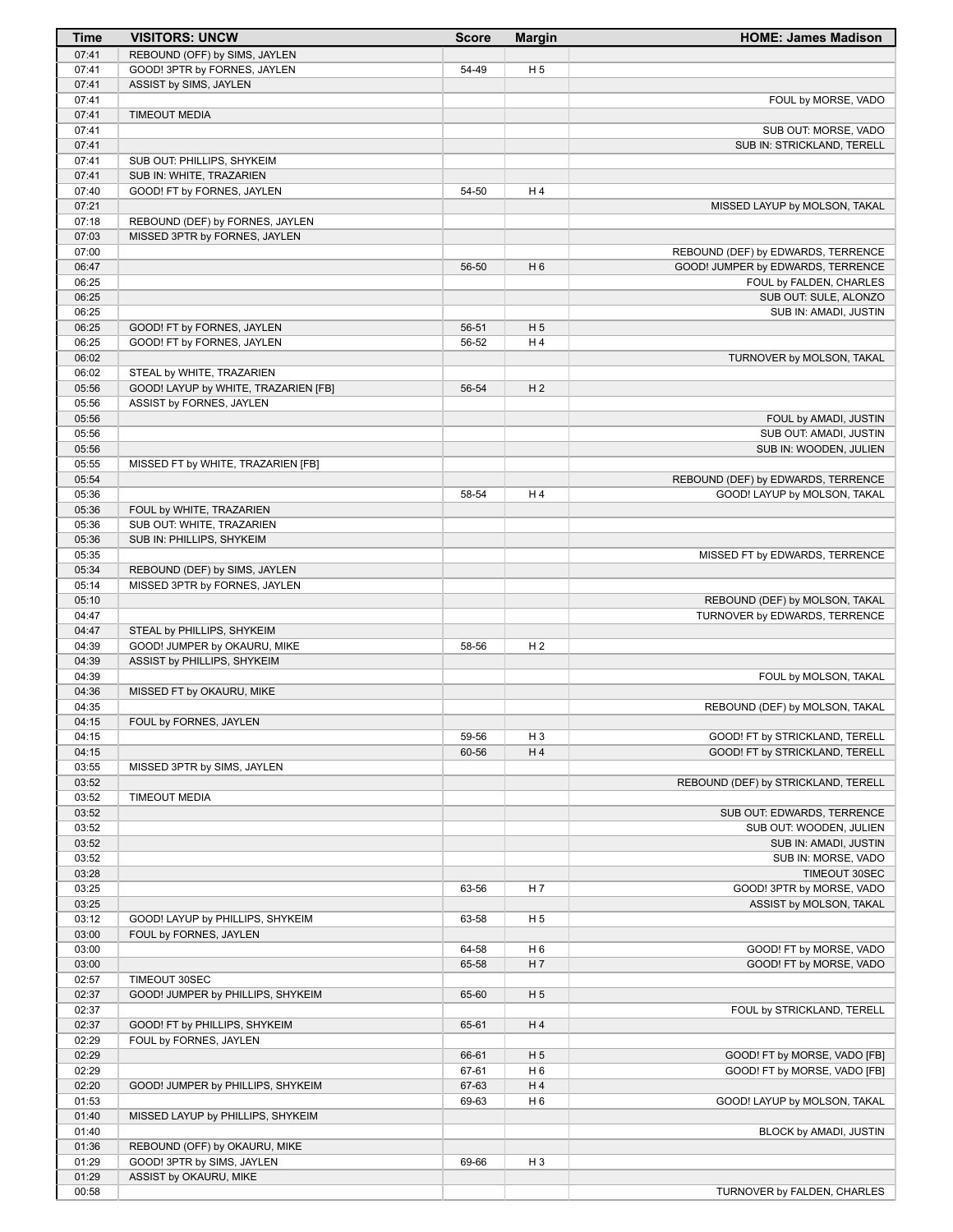| Time | VISITORS: UNCW | Score | Margin | HOME: James Madison |
|---|---|---|---|---|
| 07:41 | REBOUND (OFF) by SIMS, JAYLEN | | | |
| 07:41 | GOOD! 3PTR by FORNES, JAYLEN | 54-49 | H 5 | |
| 07:41 | ASSIST by SIMS, JAYLEN | | | |
| 07:41 | | | | FOUL by MORSE, VADO |
| 07:41 | TIMEOUT MEDIA | | | |
| 07:41 | | | | SUB OUT: MORSE, VADO |
| 07:41 | | | | SUB IN: STRICKLAND, TERELL |
| 07:41 | SUB OUT: PHILLIPS, SHYKEIM | | | |
| 07:41 | SUB IN: WHITE, TRAZARIEN | | | |
| 07:40 | GOOD! FT by FORNES, JAYLEN | 54-50 | H 4 | |
| 07:21 | | | | MISSED LAYUP by MOLSON, TAKAL |
| 07:18 | REBOUND (DEF) by FORNES, JAYLEN | | | |
| 07:03 | MISSED 3PTR by FORNES, JAYLEN | | | |
| 07:00 | | | | REBOUND (DEF) by EDWARDS, TERRENCE |
| 06:47 | | 56-50 | H 6 | GOOD! JUMPER by EDWARDS, TERRENCE |
| 06:25 | | | | FOUL by FALDEN, CHARLES |
| 06:25 | | | | SUB OUT: SULE, ALONZO |
| 06:25 | | | | SUB IN: AMADI, JUSTIN |
| 06:25 | GOOD! FT by FORNES, JAYLEN | 56-51 | H 5 | |
| 06:25 | GOOD! FT by FORNES, JAYLEN | 56-52 | H 4 | |
| 06:02 | | | | TURNOVER by MOLSON, TAKAL |
| 06:02 | STEAL by WHITE, TRAZARIEN | | | |
| 05:56 | GOOD! LAYUP by WHITE, TRAZARIEN [FB] | 56-54 | H 2 | |
| 05:56 | ASSIST by FORNES, JAYLEN | | | |
| 05:56 | | | | FOUL by AMADI, JUSTIN |
| 05:56 | | | | SUB OUT: AMADI, JUSTIN |
| 05:56 | | | | SUB IN: WOODEN, JULIEN |
| 05:55 | MISSED FT by WHITE, TRAZARIEN [FB] | | | |
| 05:54 | | | | REBOUND (DEF) by EDWARDS, TERRENCE |
| 05:36 | | 58-54 | H 4 | GOOD! LAYUP by MOLSON, TAKAL |
| 05:36 | FOUL by WHITE, TRAZARIEN | | | |
| 05:36 | SUB OUT: WHITE, TRAZARIEN | | | |
| 05:36 | SUB IN: PHILLIPS, SHYKEIM | | | |
| 05:35 | | | | MISSED FT by EDWARDS, TERRENCE |
| 05:34 | REBOUND (DEF) by SIMS, JAYLEN | | | |
| 05:14 | MISSED 3PTR by FORNES, JAYLEN | | | |
| 05:10 | | | | REBOUND (DEF) by MOLSON, TAKAL |
| 04:47 | | | | TURNOVER by EDWARDS, TERRENCE |
| 04:47 | STEAL by PHILLIPS, SHYKEIM | | | |
| 04:39 | GOOD! JUMPER by OKAURU, MIKE | 58-56 | H 2 | |
| 04:39 | ASSIST by PHILLIPS, SHYKEIM | | | |
| 04:39 | | | | FOUL by MOLSON, TAKAL |
| 04:36 | MISSED FT by OKAURU, MIKE | | | |
| 04:35 | | | | REBOUND (DEF) by MOLSON, TAKAL |
| 04:15 | FOUL by FORNES, JAYLEN | | | |
| 04:15 | | 59-56 | H 3 | GOOD! FT by STRICKLAND, TERELL |
| 04:15 | | 60-56 | H 4 | GOOD! FT by STRICKLAND, TERELL |
| 03:55 | MISSED 3PTR by SIMS, JAYLEN | | | |
| 03:52 | | | | REBOUND (DEF) by STRICKLAND, TERELL |
| 03:52 | TIMEOUT MEDIA | | | |
| 03:52 | | | | SUB OUT: EDWARDS, TERRENCE |
| 03:52 | | | | SUB OUT: WOODEN, JULIEN |
| 03:52 | | | | SUB IN: AMADI, JUSTIN |
| 03:52 | | | | SUB IN: MORSE, VADO |
| 03:28 | | | | TIMEOUT 30SEC |
| 03:25 | | 63-56 | H 7 | GOOD! 3PTR by MORSE, VADO |
| 03:25 | | | | ASSIST by MOLSON, TAKAL |
| 03:12 | GOOD! LAYUP by PHILLIPS, SHYKEIM | 63-58 | H 5 | |
| 03:00 | FOUL by FORNES, JAYLEN | | | |
| 03:00 | | 64-58 | H 6 | GOOD! FT by MORSE, VADO |
| 03:00 | | 65-58 | H 7 | GOOD! FT by MORSE, VADO |
| 02:57 | TIMEOUT 30SEC | | | |
| 02:37 | GOOD! JUMPER by PHILLIPS, SHYKEIM | 65-60 | H 5 | |
| 02:37 | | | | FOUL by STRICKLAND, TERELL |
| 02:37 | GOOD! FT by PHILLIPS, SHYKEIM | 65-61 | H 4 | |
| 02:29 | FOUL by FORNES, JAYLEN | | | |
| 02:29 | | 66-61 | H 5 | GOOD! FT by MORSE, VADO [FB] |
| 02:29 | | 67-61 | H 6 | GOOD! FT by MORSE, VADO [FB] |
| 02:20 | GOOD! JUMPER by PHILLIPS, SHYKEIM | 67-63 | H 4 | |
| 01:53 | | 69-63 | H 6 | GOOD! LAYUP by MOLSON, TAKAL |
| 01:40 | MISSED LAYUP by PHILLIPS, SHYKEIM | | | |
| 01:40 | | | | BLOCK by AMADI, JUSTIN |
| 01:36 | REBOUND (OFF) by OKAURU, MIKE | | | |
| 01:29 | GOOD! 3PTR by SIMS, JAYLEN | 69-66 | H 3 | |
| 01:29 | ASSIST by OKAURU, MIKE | | | |
| 00:58 | | | | TURNOVER by FALDEN, CHARLES |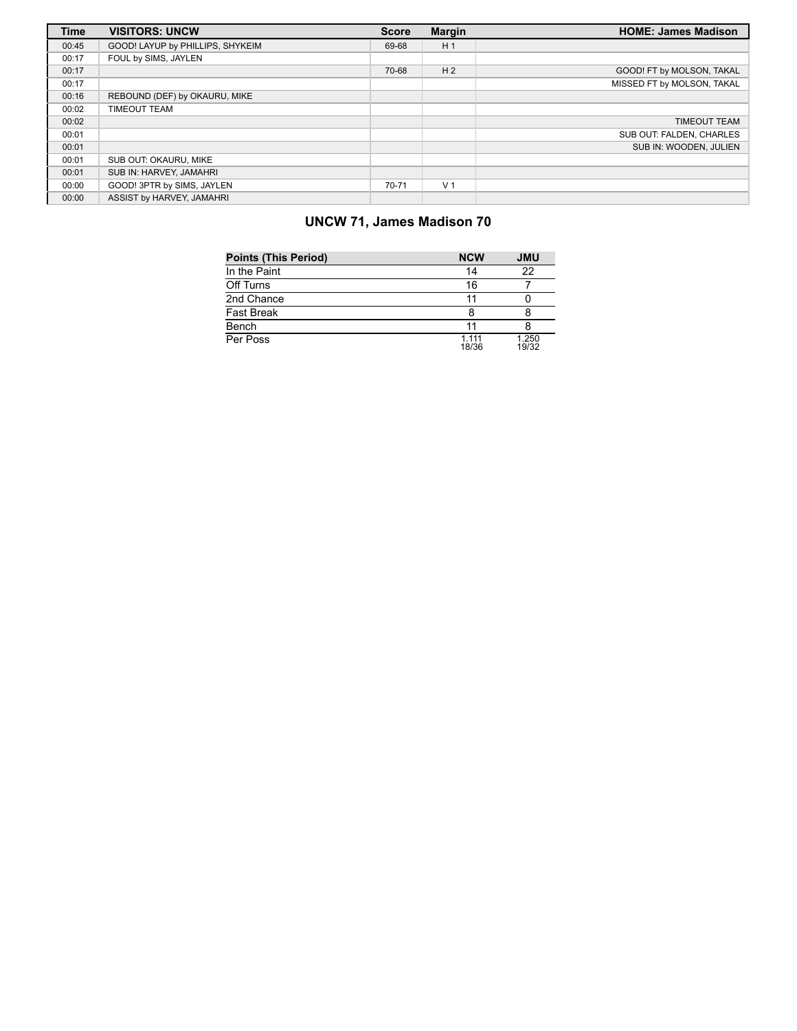| Time | VISITORS: UNCW | Score | Margin | HOME: James Madison |
|---|---|---|---|---|
| 00:45 | GOOD! LAYUP by PHILLIPS, SHYKEIM | 69-68 | H 1 | |
| 00:17 | FOUL by SIMS, JAYLEN | | | |
| 00:17 | | 70-68 | H 2 | GOOD! FT by MOLSON, TAKAL |
| 00:17 | | | | MISSED FT by MOLSON, TAKAL |
| 00:16 | REBOUND (DEF) by OKAURU, MIKE | | | |
| 00:02 | TIMEOUT TEAM | | | |
| 00:02 | | | | TIMEOUT TEAM |
| 00:01 | | | | SUB OUT: FALDEN, CHARLES |
| 00:01 | | | | SUB IN: WOODEN, JULIEN |
| 00:01 | SUB OUT: OKAURU, MIKE | | | |
| 00:01 | SUB IN: HARVEY, JAMAHRI | | | |
| 00:00 | GOOD! 3PTR by SIMS, JAYLEN | 70-71 | V 1 | |
| 00:00 | ASSIST by HARVEY, JAMAHRI | | | |

## UNCW 71, James Madison 70

| Points (This Period) | NCW | JMU |
|---|---|---|
| In the Paint | 14 | 22 |
| Off Turns | 16 | 7 |
| 2nd Chance | 11 | 0 |
| Fast Break | 8 | 8 |
| Bench | 11 | 8 |
| Per Poss | 1.111 18/36 | 1.250 19/32 |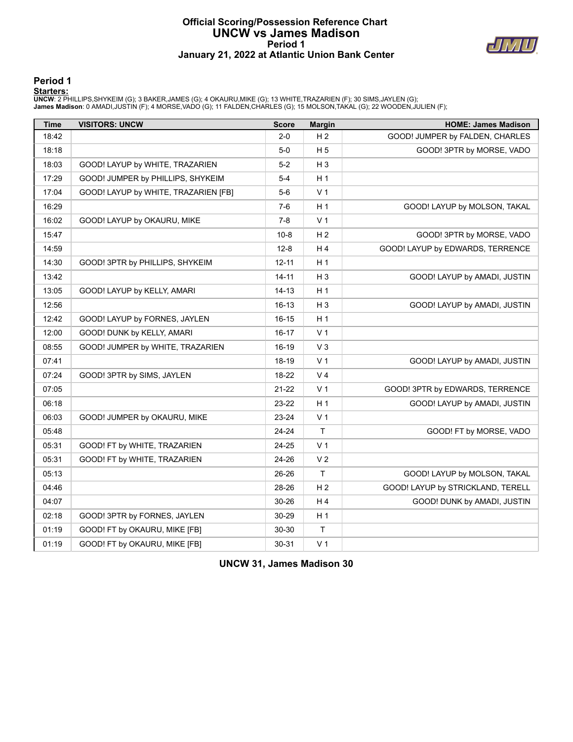# Official Scoring/Possession Reference Chart
# UNCW vs James Madison
## Period 1
### January 21, 2022 at Atlantic Union Bank Center

## Period 1

**Starters:**

**UNCW**: 2 PHILLIPS,SHYKEIM (G); 3 BAKER,JAMES (G); 4 OKAURU,MIKE (G); 13 WHITE,TRAZARIEN (F); 30 SIMS,JAYLEN (G);
**James Madison**: 0 AMADI,JUSTIN (F); 4 MORSE,VADO (G); 11 FALDEN,CHARLES (G); 15 MOLSON,TAKAL (G); 22 WOODEN,JULIEN (F);

| Time | VISITORS: UNCW | Score | Margin | HOME: James Madison |
|---|---|---|---|---|
| 18:42 | | 2-0 | H 2 | GOOD! JUMPER by FALDEN, CHARLES |
| 18:18 | | 5-0 | H 5 | GOOD! 3PTR by MORSE, VADO |
| 18:03 | GOOD! LAYUP by WHITE, TRAZARIEN | 5-2 | H 3 | |
| 17:29 | GOOD! JUMPER by PHILLIPS, SHYKEIM | 5-4 | H 1 | |
| 17:04 | GOOD! LAYUP by WHITE, TRAZARIEN [FB] | 5-6 | V 1 | |
| 16:29 | | 7-6 | H 1 | GOOD! LAYUP by MOLSON, TAKAL |
| 16:02 | GOOD! LAYUP by OKAURU, MIKE | 7-8 | V 1 | |
| 15:47 | | 10-8 | H 2 | GOOD! 3PTR by MORSE, VADO |
| 14:59 | | 12-8 | H 4 | GOOD! LAYUP by EDWARDS, TERRENCE |
| 14:30 | GOOD! 3PTR by PHILLIPS, SHYKEIM | 12-11 | H 1 | |
| 13:42 | | 14-11 | H 3 | GOOD! LAYUP by AMADI, JUSTIN |
| 13:05 | GOOD! LAYUP by KELLY, AMARI | 14-13 | H 1 | |
| 12:56 | | 16-13 | H 3 | GOOD! LAYUP by AMADI, JUSTIN |
| 12:42 | GOOD! LAYUP by FORNES, JAYLEN | 16-15 | H 1 | |
| 12:00 | GOOD! DUNK by KELLY, AMARI | 16-17 | V 1 | |
| 08:55 | GOOD! JUMPER by WHITE, TRAZARIEN | 16-19 | V 3 | |
| 07:41 | | 18-19 | V 1 | GOOD! LAYUP by AMADI, JUSTIN |
| 07:24 | GOOD! 3PTR by SIMS, JAYLEN | 18-22 | V 4 | |
| 07:05 | | 21-22 | V 1 | GOOD! 3PTR by EDWARDS, TERRENCE |
| 06:18 | | 23-22 | H 1 | GOOD! LAYUP by AMADI, JUSTIN |
| 06:03 | GOOD! JUMPER by OKAURU, MIKE | 23-24 | V 1 | |
| 05:48 | | 24-24 | T | GOOD! FT by MORSE, VADO |
| 05:31 | GOOD! FT by WHITE, TRAZARIEN | 24-25 | V 1 | |
| 05:31 | GOOD! FT by WHITE, TRAZARIEN | 24-26 | V 2 | |
| 05:13 | | 26-26 | T | GOOD! LAYUP by MOLSON, TAKAL |
| 04:46 | | 28-26 | H 2 | GOOD! LAYUP by STRICKLAND, TERELL |
| 04:07 | | 30-26 | H 4 | GOOD! DUNK by AMADI, JUSTIN |
| 02:18 | GOOD! 3PTR by FORNES, JAYLEN | 30-29 | H 1 | |
| 01:19 | GOOD! FT by OKAURU, MIKE [FB] | 30-30 | T | |
| 01:19 | GOOD! FT by OKAURU, MIKE [FB] | 30-31 | V 1 | |

**UNCW 31, James Madison 30**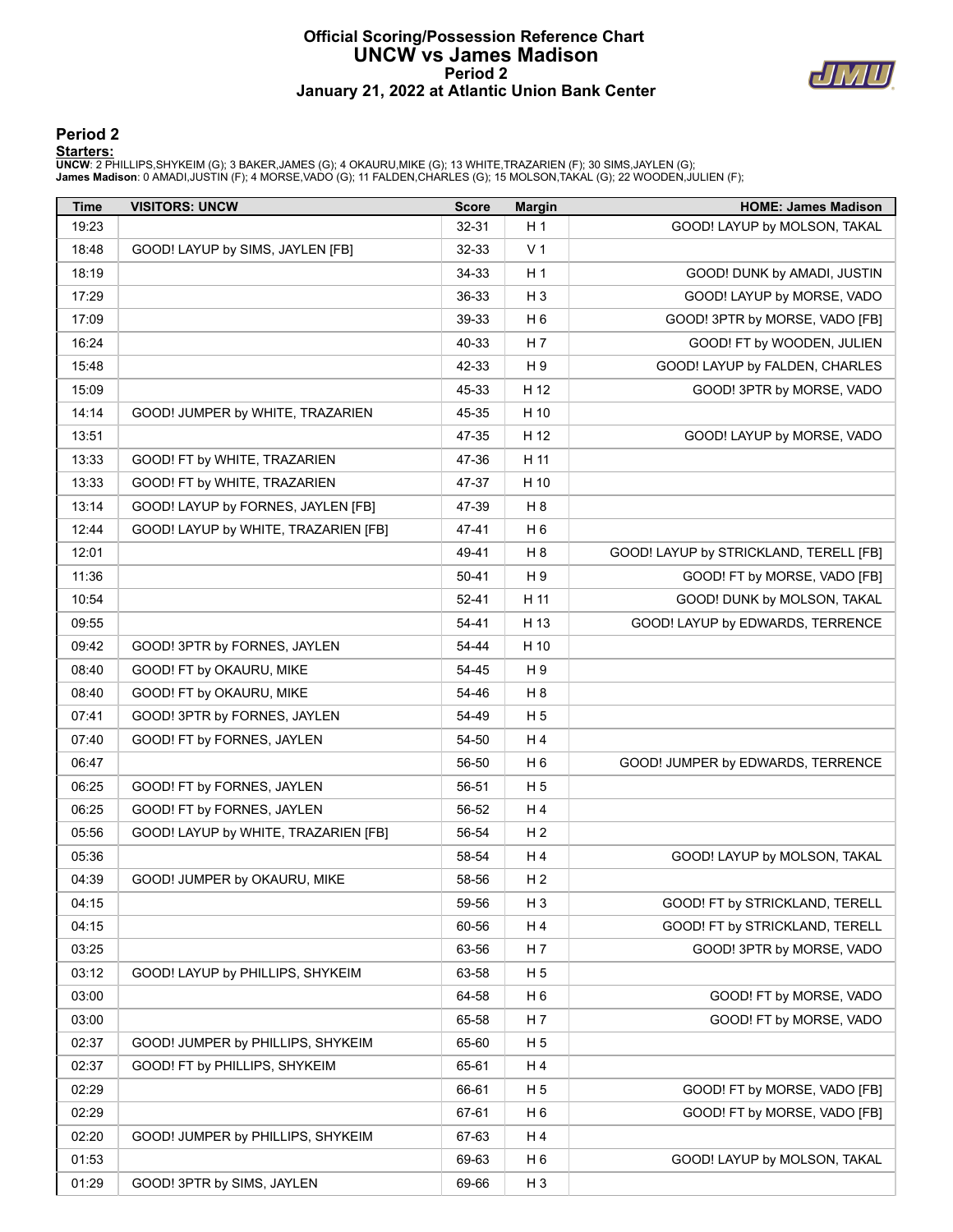# Official Scoring/Possession Reference Chart
# UNCW vs James Madison
## Period 2
## January 21, 2022 at Atlantic Union Bank Center

## Period 2

**Starters:**

**UNCW**: 2 PHILLIPS,SHYKEIM (G); 3 BAKER,JAMES (G); 4 OKAURU,MIKE (G); 13 WHITE,TRAZARIEN (F); 30 SIMS,JAYLEN (G);
**James Madison**: 0 AMADI,JUSTIN (F); 4 MORSE,VADO (G); 11 FALDEN,CHARLES (G); 15 MOLSON,TAKAL (G); 22 WOODEN,JULIEN (F);

| Time | VISITORS: UNCW | Score | Margin | HOME: James Madison |
|---|---|---|---|---|
| 19:23 | | 32-31 | H 1 | GOOD! LAYUP by MOLSON, TAKAL |
| 18:48 | GOOD! LAYUP by SIMS, JAYLEN [FB] | 32-33 | V 1 | |
| 18:19 | | 34-33 | H 1 | GOOD! DUNK by AMADI, JUSTIN |
| 17:29 | | 36-33 | H 3 | GOOD! LAYUP by MORSE, VADO |
| 17:09 | | 39-33 | H 6 | GOOD! 3PTR by MORSE, VADO [FB] |
| 16:24 | | 40-33 | H 7 | GOOD! FT by WOODEN, JULIEN |
| 15:48 | | 42-33 | H 9 | GOOD! LAYUP by FALDEN, CHARLES |
| 15:09 | | 45-33 | H 12 | GOOD! 3PTR by MORSE, VADO |
| 14:14 | GOOD! JUMPER by WHITE, TRAZARIEN | 45-35 | H 10 | |
| 13:51 | | 47-35 | H 12 | GOOD! LAYUP by MORSE, VADO |
| 13:33 | GOOD! FT by WHITE, TRAZARIEN | 47-36 | H 11 | |
| 13:33 | GOOD! FT by WHITE, TRAZARIEN | 47-37 | H 10 | |
| 13:14 | GOOD! LAYUP by FORNES, JAYLEN [FB] | 47-39 | H 8 | |
| 12:44 | GOOD! LAYUP by WHITE, TRAZARIEN [FB] | 47-41 | H 6 | |
| 12:01 | | 49-41 | H 8 | GOOD! LAYUP by STRICKLAND, TERELL [FB] |
| 11:36 | | 50-41 | H 9 | GOOD! FT by MORSE, VADO [FB] |
| 10:54 | | 52-41 | H 11 | GOOD! DUNK by MOLSON, TAKAL |
| 09:55 | | 54-41 | H 13 | GOOD! LAYUP by EDWARDS, TERRENCE |
| 09:42 | GOOD! 3PTR by FORNES, JAYLEN | 54-44 | H 10 | |
| 08:40 | GOOD! FT by OKAURU, MIKE | 54-45 | H 9 | |
| 08:40 | GOOD! FT by OKAURU, MIKE | 54-46 | H 8 | |
| 07:41 | GOOD! 3PTR by FORNES, JAYLEN | 54-49 | H 5 | |
| 07:40 | GOOD! FT by FORNES, JAYLEN | 54-50 | H 4 | |
| 06:47 | | 56-50 | H 6 | GOOD! JUMPER by EDWARDS, TERRENCE |
| 06:25 | GOOD! FT by FORNES, JAYLEN | 56-51 | H 5 | |
| 06:25 | GOOD! FT by FORNES, JAYLEN | 56-52 | H 4 | |
| 05:56 | GOOD! LAYUP by WHITE, TRAZARIEN [FB] | 56-54 | H 2 | |
| 05:36 | | 58-54 | H 4 | GOOD! LAYUP by MOLSON, TAKAL |
| 04:39 | GOOD! JUMPER by OKAURU, MIKE | 58-56 | H 2 | |
| 04:15 | | 59-56 | H 3 | GOOD! FT by STRICKLAND, TERELL |
| 04:15 | | 60-56 | H 4 | GOOD! FT by STRICKLAND, TERELL |
| 03:25 | | 63-56 | H 7 | GOOD! 3PTR by MORSE, VADO |
| 03:12 | GOOD! LAYUP by PHILLIPS, SHYKEIM | 63-58 | H 5 | |
| 03:00 | | 64-58 | H 6 | GOOD! FT by MORSE, VADO |
| 03:00 | | 65-58 | H 7 | GOOD! FT by MORSE, VADO |
| 02:37 | GOOD! JUMPER by PHILLIPS, SHYKEIM | 65-60 | H 5 | |
| 02:37 | GOOD! FT by PHILLIPS, SHYKEIM | 65-61 | H 4 | |
| 02:29 | | 66-61 | H 5 | GOOD! FT by MORSE, VADO [FB] |
| 02:29 | | 67-61 | H 6 | GOOD! FT by MORSE, VADO [FB] |
| 02:20 | GOOD! JUMPER by PHILLIPS, SHYKEIM | 67-63 | H 4 | |
| 01:53 | | 69-63 | H 6 | GOOD! LAYUP by MOLSON, TAKAL |
| 01:29 | GOOD! 3PTR by SIMS, JAYLEN | 69-66 | H 3 | |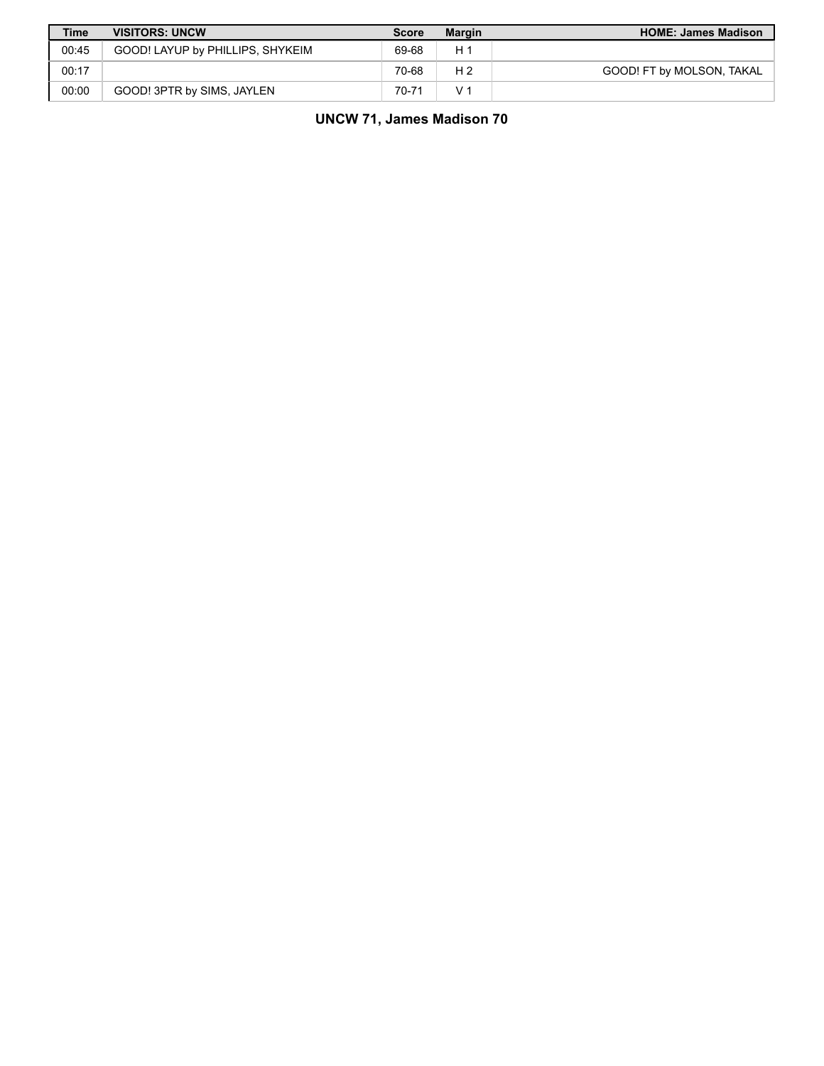| Time | VISITORS: UNCW | Score | Margin | HOME: James Madison |
| --- | --- | --- | --- | --- |
| 00:45 | GOOD! LAYUP by PHILLIPS, SHYKEIM | 69-68 | H 1 | |
| 00:17 | | 70-68 | H 2 | GOOD! FT by MOLSON, TAKAL |
| 00:00 | GOOD! 3PTR by SIMS, JAYLEN | 70-71 | V 1 | |

**UNCW 71, James Madison 70**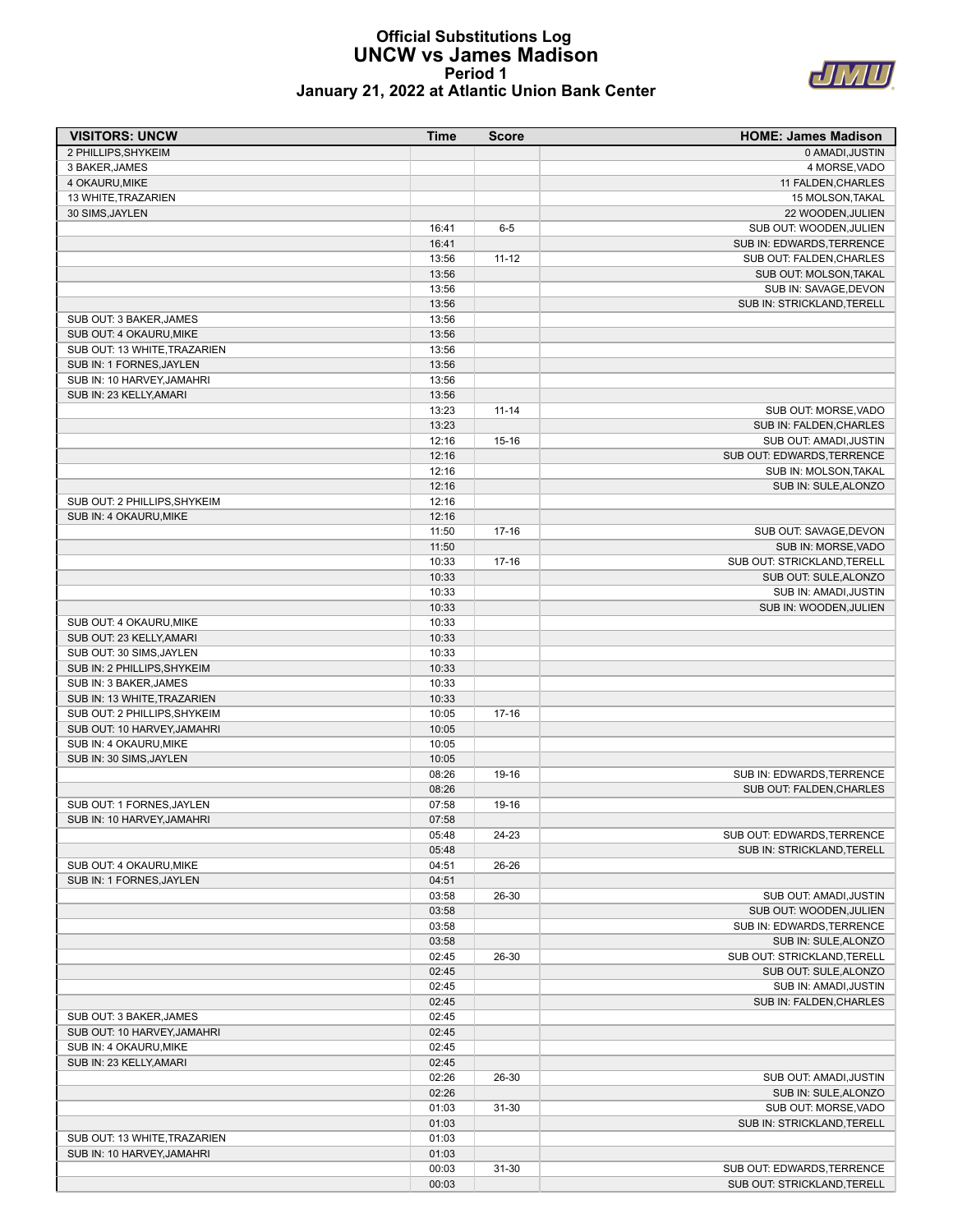# Official Substitutions Log
## UNCW vs James Madison
### Period 1
### January 21, 2022 at Atlantic Union Bank Center

| VISITORS: UNCW | Time | Score | HOME: James Madison |
|---|---|---|---|
| 2 PHILLIPS,SHYKEIM | | | 0 AMADI,JUSTIN |
| 3 BAKER,JAMES | | | 4 MORSE,VADO |
| 4 OKAURU,MIKE | | | 11 FALDEN,CHARLES |
| 13 WHITE,TRAZARIEN | | | 15 MOLSON,TAKAL |
| 30 SIMS,JAYLEN | | | 22 WOODEN,JULIEN |
| | 16:41 | 6-5 | SUB OUT: WOODEN,JULIEN |
| | 16:41 | | SUB IN: EDWARDS,TERRENCE |
| | 13:56 | 11-12 | SUB OUT: FALDEN,CHARLES |
| | 13:56 | | SUB OUT: MOLSON,TAKAL |
| | 13:56 | | SUB IN: SAVAGE,DEVON |
| | 13:56 | | SUB IN: STRICKLAND,TERELL |
| SUB OUT: 3 BAKER,JAMES | 13:56 | | |
| SUB OUT: 4 OKAURU,MIKE | 13:56 | | |
| SUB OUT: 13 WHITE,TRAZARIEN | 13:56 | | |
| SUB IN: 1 FORNES,JAYLEN | 13:56 | | |
| SUB IN: 10 HARVEY,JAMAHRI | 13:56 | | |
| SUB IN: 23 KELLY,AMARI | 13:56 | | |
| | 13:23 | 11-14 | SUB OUT: MORSE,VADO |
| | 13:23 | | SUB IN: FALDEN,CHARLES |
| | 12:16 | 15-16 | SUB OUT: AMADI,JUSTIN |
| | 12:16 | | SUB OUT: EDWARDS,TERRENCE |
| | 12:16 | | SUB IN: MOLSON,TAKAL |
| | 12:16 | | SUB IN: SULE,ALONZO |
| SUB OUT: 2 PHILLIPS,SHYKEIM | 12:16 | | |
| SUB IN: 4 OKAURU,MIKE | 12:16 | | |
| | 11:50 | 17-16 | SUB OUT: SAVAGE,DEVON |
| | 11:50 | | SUB IN: MORSE,VADO |
| | 10:33 | 17-16 | SUB OUT: STRICKLAND,TERELL |
| | 10:33 | | SUB OUT: SULE,ALONZO |
| | 10:33 | | SUB IN: AMADI,JUSTIN |
| | 10:33 | | SUB IN: WOODEN,JULIEN |
| SUB OUT: 4 OKAURU,MIKE | 10:33 | | |
| SUB OUT: 23 KELLY,AMARI | 10:33 | | |
| SUB OUT: 30 SIMS,JAYLEN | 10:33 | | |
| SUB IN: 2 PHILLIPS,SHYKEIM | 10:33 | | |
| SUB IN: 3 BAKER,JAMES | 10:33 | | |
| SUB IN: 13 WHITE,TRAZARIEN | 10:33 | | |
| SUB OUT: 2 PHILLIPS,SHYKEIM | 10:05 | 17-16 | |
| SUB OUT: 10 HARVEY,JAMAHRI | 10:05 | | |
| SUB IN: 4 OKAURU,MIKE | 10:05 | | |
| SUB IN: 30 SIMS,JAYLEN | 10:05 | | |
| | 08:26 | 19-16 | SUB IN: EDWARDS,TERRENCE |
| | 08:26 | | SUB OUT: FALDEN,CHARLES |
| SUB OUT: 1 FORNES,JAYLEN | 07:58 | 19-16 | |
| SUB IN: 10 HARVEY,JAMAHRI | 07:58 | | |
| | 05:48 | 24-23 | SUB OUT: EDWARDS,TERRENCE |
| | 05:48 | | SUB IN: STRICKLAND,TERELL |
| SUB OUT: 4 OKAURU,MIKE | 04:51 | 26-26 | |
| SUB IN: 1 FORNES,JAYLEN | 04:51 | | |
| | 03:58 | 26-30 | SUB OUT: AMADI,JUSTIN |
| | 03:58 | | SUB OUT: WOODEN,JULIEN |
| | 03:58 | | SUB IN: EDWARDS,TERRENCE |
| | 03:58 | | SUB IN: SULE,ALONZO |
| | 02:45 | 26-30 | SUB OUT: STRICKLAND,TERELL |
| | 02:45 | | SUB OUT: SULE,ALONZO |
| | 02:45 | | SUB IN: AMADI,JUSTIN |
| | 02:45 | | SUB IN: FALDEN,CHARLES |
| SUB OUT: 3 BAKER,JAMES | 02:45 | | |
| SUB OUT: 10 HARVEY,JAMAHRI | 02:45 | | |
| SUB IN: 4 OKAURU,MIKE | 02:45 | | |
| SUB IN: 23 KELLY,AMARI | 02:45 | | |
| | 02:26 | 26-30 | SUB OUT: AMADI,JUSTIN |
| | 02:26 | | SUB IN: SULE,ALONZO |
| | 01:03 | 31-30 | SUB OUT: MORSE,VADO |
| | 01:03 | | SUB IN: STRICKLAND,TERELL |
| SUB OUT: 13 WHITE,TRAZARIEN | 01:03 | | |
| SUB IN: 10 HARVEY,JAMAHRI | 01:03 | | |
| | 00:03 | 31-30 | SUB OUT: EDWARDS,TERRENCE |
| | 00:03 | | SUB OUT: STRICKLAND,TERELL |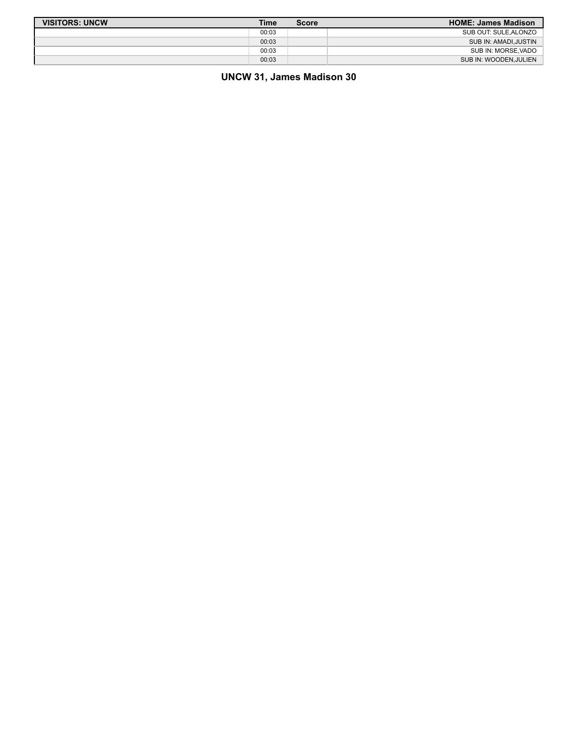| VISITORS: UNCW | Time | Score | HOME: James Madison |
| --- | --- | --- | --- |
| | 00:03 | | SUB OUT: SULE,ALONZO |
| | 00:03 | | SUB IN: AMADI,JUSTIN |
| | 00:03 | | SUB IN: MORSE,VADO |
| | 00:03 | | SUB IN: WOODEN,JULIEN |

**UNCW 31, James Madison 30**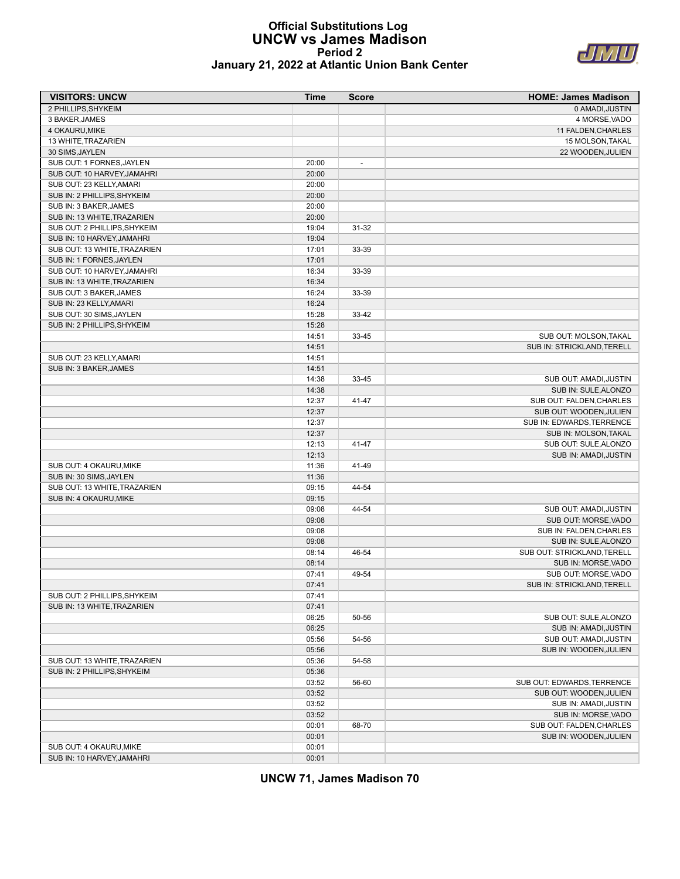# Official Substitutions Log
## UNCW vs James Madison
### Period 2
### January 21, 2022 at Atlantic Union Bank Center

| VISITORS: UNCW | Time | Score | HOME: James Madison |
|---|---|---|---|
| 2 PHILLIPS,SHYKEIM | | | 0 AMADI,JUSTIN |
| 3 BAKER,JAMES | | | 4 MORSE,VADO |
| 4 OKAURU,MIKE | | | 11 FALDEN,CHARLES |
| 13 WHITE,TRAZARIEN | | | 15 MOLSON,TAKAL |
| 30 SIMS,JAYLEN | | | 22 WOODEN,JULIEN |
| SUB OUT: 1 FORNES,JAYLEN | 20:00 | - | |
| SUB OUT: 10 HARVEY,JAMAHRI | 20:00 | | |
| SUB OUT: 23 KELLY,AMARI | 20:00 | | |
| SUB IN: 2 PHILLIPS,SHYKEIM | 20:00 | | |
| SUB IN: 3 BAKER,JAMES | 20:00 | | |
| SUB IN: 13 WHITE,TRAZARIEN | 20:00 | | |
| SUB OUT: 2 PHILLIPS,SHYKEIM | 19:04 | 31-32 | |
| SUB IN: 10 HARVEY,JAMAHRI | 19:04 | | |
| SUB OUT: 13 WHITE,TRAZARIEN | 17:01 | 33-39 | |
| SUB IN: 1 FORNES,JAYLEN | 17:01 | | |
| SUB OUT: 10 HARVEY,JAMAHRI | 16:34 | 33-39 | |
| SUB IN: 13 WHITE,TRAZARIEN | 16:34 | | |
| SUB OUT: 3 BAKER,JAMES | 16:24 | 33-39 | |
| SUB IN: 23 KELLY,AMARI | 16:24 | | |
| SUB OUT: 30 SIMS,JAYLEN | 15:28 | 33-42 | |
| SUB IN: 2 PHILLIPS,SHYKEIM | 15:28 | | |
| | 14:51 | 33-45 | SUB OUT: MOLSON,TAKAL |
| | 14:51 | | SUB IN: STRICKLAND,TERELL |
| SUB OUT: 23 KELLY,AMARI | 14:51 | | |
| SUB IN: 3 BAKER,JAMES | 14:51 | | |
| | 14:38 | 33-45 | SUB OUT: AMADI,JUSTIN |
| | 14:38 | | SUB IN: SULE,ALONZO |
| | 12:37 | 41-47 | SUB OUT: FALDEN,CHARLES |
| | 12:37 | | SUB OUT: WOODEN,JULIEN |
| | 12:37 | | SUB IN: EDWARDS,TERRENCE |
| | 12:37 | | SUB IN: MOLSON,TAKAL |
| | 12:13 | 41-47 | SUB OUT: SULE,ALONZO |
| | 12:13 | | SUB IN: AMADI,JUSTIN |
| SUB OUT: 4 OKAURU,MIKE | 11:36 | 41-49 | |
| SUB IN: 30 SIMS,JAYLEN | 11:36 | | |
| SUB OUT: 13 WHITE,TRAZARIEN | 09:15 | 44-54 | |
| SUB IN: 4 OKAURU,MIKE | 09:15 | | |
| | 09:08 | 44-54 | SUB OUT: AMADI,JUSTIN |
| | 09:08 | | SUB OUT: MORSE,VADO |
| | 09:08 | | SUB IN: FALDEN,CHARLES |
| | 09:08 | | SUB IN: SULE,ALONZO |
| | 08:14 | 46-54 | SUB OUT: STRICKLAND,TERELL |
| | 08:14 | | SUB IN: MORSE,VADO |
| | 07:41 | 49-54 | SUB OUT: MORSE,VADO |
| | 07:41 | | SUB IN: STRICKLAND,TERELL |
| SUB OUT: 2 PHILLIPS,SHYKEIM | 07:41 | | |
| SUB IN: 13 WHITE,TRAZARIEN | 07:41 | | |
| | 06:25 | 50-56 | SUB OUT: SULE,ALONZO |
| | 06:25 | | SUB IN: AMADI,JUSTIN |
| | 05:56 | 54-56 | SUB OUT: AMADI,JUSTIN |
| | 05:56 | | SUB IN: WOODEN,JULIEN |
| SUB OUT: 13 WHITE,TRAZARIEN | 05:36 | 54-58 | |
| SUB IN: 2 PHILLIPS,SHYKEIM | 05:36 | | |
| | 03:52 | 56-60 | SUB OUT: EDWARDS,TERRENCE |
| | 03:52 | | SUB OUT: WOODEN,JULIEN |
| | 03:52 | | SUB IN: AMADI,JUSTIN |
| | 03:52 | | SUB IN: MORSE,VADO |
| | 00:01 | 68-70 | SUB OUT: FALDEN,CHARLES |
| | 00:01 | | SUB IN: WOODEN,JULIEN |
| SUB OUT: 4 OKAURU,MIKE | 00:01 | | |
| SUB IN: 10 HARVEY,JAMAHRI | 00:01 | | |

**UNCW 71, James Madison 70**